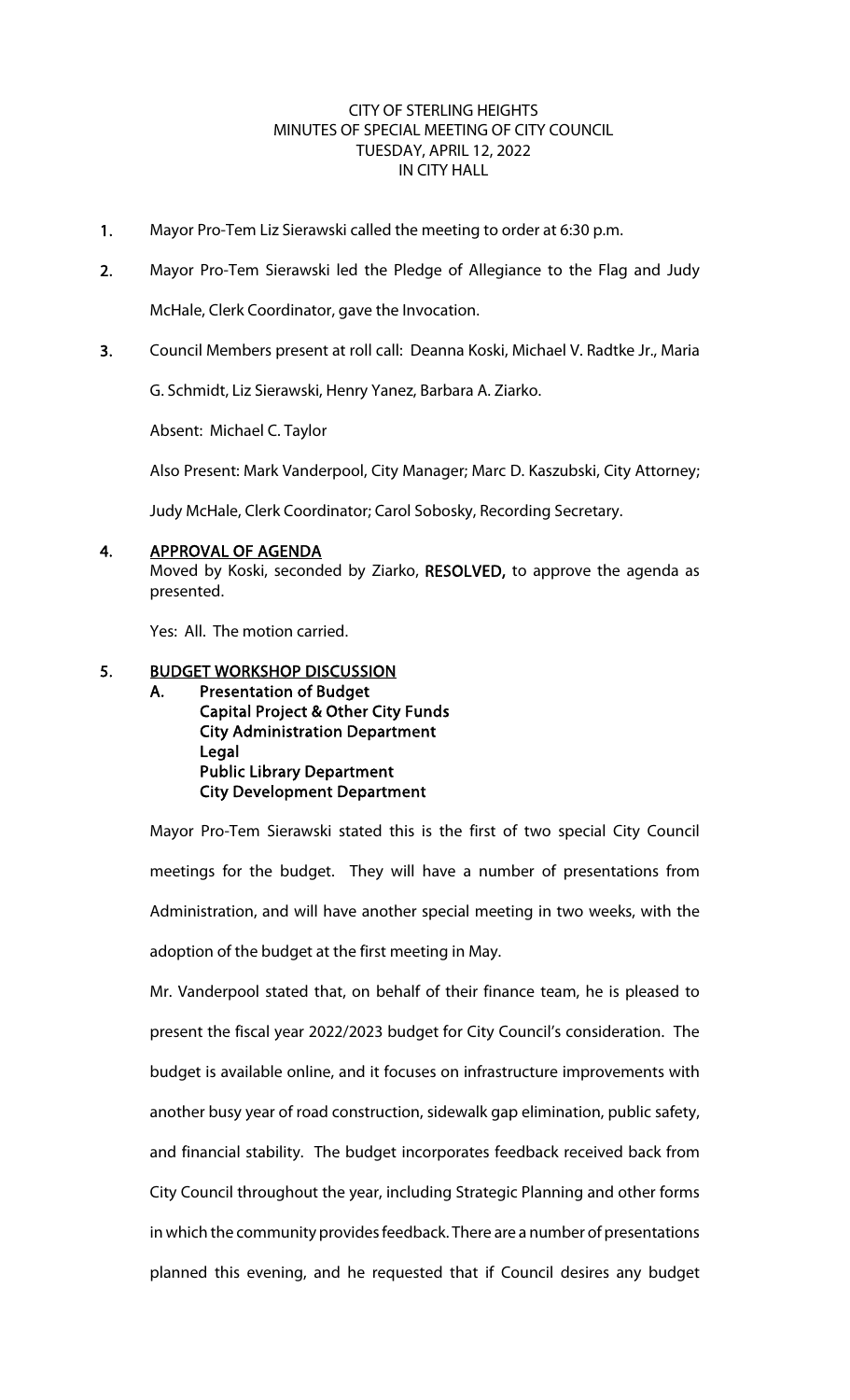CITY OF STERLING HEIGHTS
MINUTES OF SPECIAL MEETING OF CITY COUNCIL
TUESDAY, APRIL 12, 2022
IN CITY HALL

1. Mayor Pro-Tem Liz Sierawski called the meeting to order at 6:30 p.m.

2. Mayor Pro-Tem Sierawski led the Pledge of Allegiance to the Flag and Judy McHale, Clerk Coordinator, gave the Invocation.

3. Council Members present at roll call: Deanna Koski, Michael V. Radtke Jr., Maria G. Schmidt, Liz Sierawski, Henry Yanez, Barbara A. Ziarko.

   Absent: Michael C. Taylor

   Also Present: Mark Vanderpool, City Manager; Marc D. Kaszubski, City Attorney; Judy McHale, Clerk Coordinator; Carol Sobosky, Recording Secretary.

4. **APPROVAL OF AGENDA**

   Moved by Koski, seconded by Ziarko, **RESOLVED,** to approve the agenda as presented.

   Yes: All. The motion carried.

5. **BUDGET WORKSHOP DISCUSSION**

   **A. Presentation of Budget**
   **Capital Project & Other City Funds**
   **City Administration Department**
   **Legal**
   **Public Library Department**
   **City Development Department**

   Mayor Pro-Tem Sierawski stated this is the first of two special City Council meetings for the budget. They will have a number of presentations from Administration, and will have another special meeting in two weeks, with the adoption of the budget at the first meeting in May.

   Mr. Vanderpool stated that, on behalf of their finance team, he is pleased to present the fiscal year 2022/2023 budget for City Council's consideration. The budget is available online, and it focuses on infrastructure improvements with another busy year of road construction, sidewalk gap elimination, public safety, and financial stability. The budget incorporates feedback received back from City Council throughout the year, including Strategic Planning and other forms in which the community provides feedback. There are a number of presentations planned this evening, and he requested that if Council desires any budget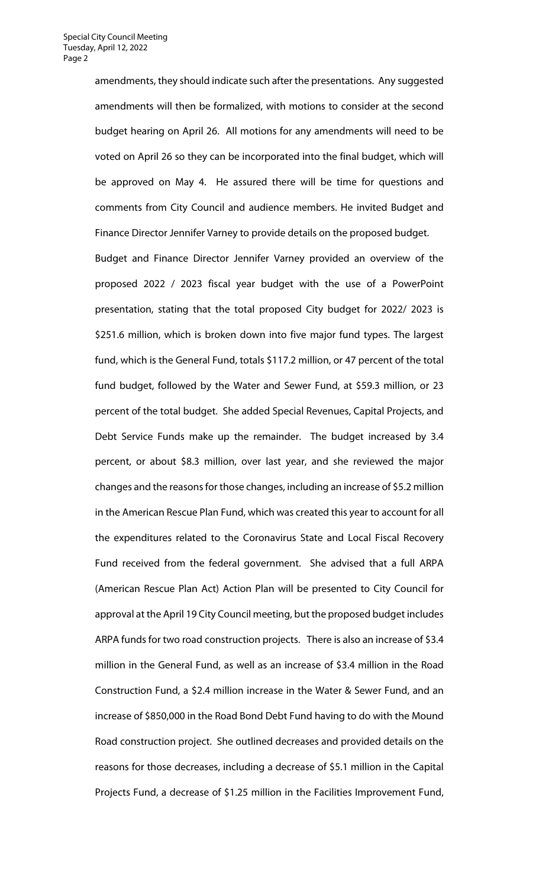amendments, they should indicate such after the presentations. Any suggested amendments will then be formalized, with motions to consider at the second budget hearing on April 26. All motions for any amendments will need to be voted on April 26 so they can be incorporated into the final budget, which will be approved on May 4. He assured there will be time for questions and comments from City Council and audience members. He invited Budget and Finance Director Jennifer Varney to provide details on the proposed budget.

Budget and Finance Director Jennifer Varney provided an overview of the proposed 2022 / 2023 fiscal year budget with the use of a PowerPoint presentation, stating that the total proposed City budget for 2022/ 2023 is \$251.6 million, which is broken down into five major fund types. The largest fund, which is the General Fund, totals \$117.2 million, or 47 percent of the total fund budget, followed by the Water and Sewer Fund, at \$59.3 million, or 23 percent of the total budget. She added Special Revenues, Capital Projects, and Debt Service Funds make up the remainder. The budget increased by 3.4 percent, or about \$8.3 million, over last year, and she reviewed the major changes and the reasons for those changes, including an increase of \$5.2 million in the American Rescue Plan Fund, which was created this year to account for all the expenditures related to the Coronavirus State and Local Fiscal Recovery Fund received from the federal government. She advised that a full ARPA (American Rescue Plan Act) Action Plan will be presented to City Council for approval at the April 19 City Council meeting, but the proposed budget includes ARPA funds for two road construction projects. There is also an increase of \$3.4 million in the General Fund, as well as an increase of \$3.4 million in the Road Construction Fund, a \$2.4 million increase in the Water & Sewer Fund, and an increase of \$850,000 in the Road Bond Debt Fund having to do with the Mound Road construction project. She outlined decreases and provided details on the reasons for those decreases, including a decrease of \$5.1 million in the Capital Projects Fund, a decrease of \$1.25 million in the Facilities Improvement Fund,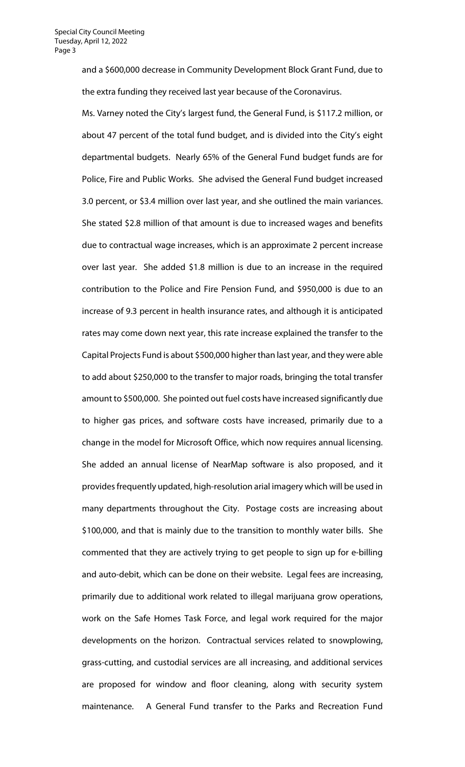and a $600,000 decrease in Community Development Block Grant Fund, due to the extra funding they received last year because of the Coronavirus.

Ms. Varney noted the City's largest fund, the General Fund, is $117.2 million, or about 47 percent of the total fund budget, and is divided into the City's eight departmental budgets. Nearly 65% of the General Fund budget funds are for Police, Fire and Public Works. She advised the General Fund budget increased 3.0 percent, or $3.4 million over last year, and she outlined the main variances. She stated $2.8 million of that amount is due to increased wages and benefits due to contractual wage increases, which is an approximate 2 percent increase over last year. She added $1.8 million is due to an increase in the required contribution to the Police and Fire Pension Fund, and $950,000 is due to an increase of 9.3 percent in health insurance rates, and although it is anticipated rates may come down next year, this rate increase explained the transfer to the Capital Projects Fund is about $500,000 higher than last year, and they were able to add about $250,000 to the transfer to major roads, bringing the total transfer amount to $500,000. She pointed out fuel costs have increased significantly due to higher gas prices, and software costs have increased, primarily due to a change in the model for Microsoft Office, which now requires annual licensing. She added an annual license of NearMap software is also proposed, and it provides frequently updated, high-resolution arial imagery which will be used in many departments throughout the City. Postage costs are increasing about $100,000, and that is mainly due to the transition to monthly water bills. She commented that they are actively trying to get people to sign up for e-billing and auto-debit, which can be done on their website. Legal fees are increasing, primarily due to additional work related to illegal marijuana grow operations, work on the Safe Homes Task Force, and legal work required for the major developments on the horizon. Contractual services related to snowplowing, grass-cutting, and custodial services are all increasing, and additional services are proposed for window and floor cleaning, along with security system maintenance. A General Fund transfer to the Parks and Recreation Fund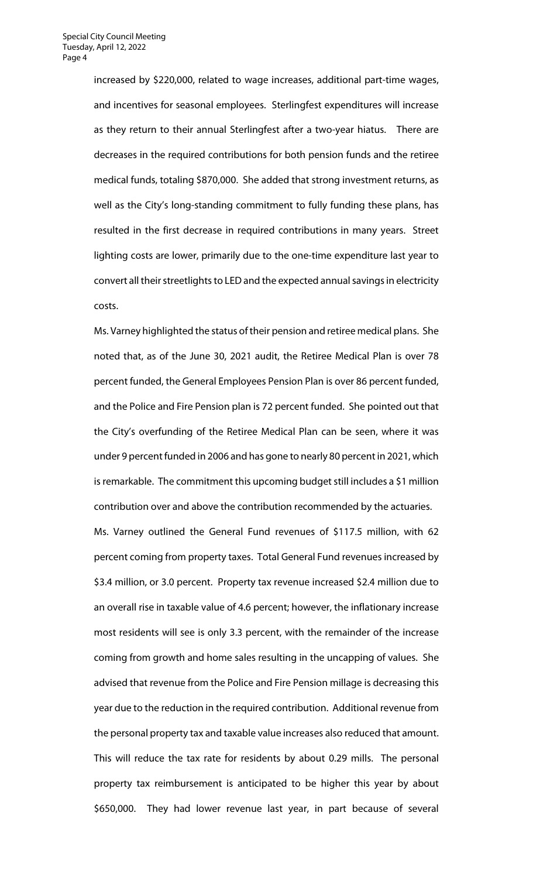increased by $220,000, related to wage increases, additional part-time wages, and incentives for seasonal employees. Sterlingfest expenditures will increase as they return to their annual Sterlingfest after a two-year hiatus. There are decreases in the required contributions for both pension funds and the retiree medical funds, totaling $870,000. She added that strong investment returns, as well as the City's long-standing commitment to fully funding these plans, has resulted in the first decrease in required contributions in many years. Street lighting costs are lower, primarily due to the one-time expenditure last year to convert all their streetlights to LED and the expected annual savings in electricity costs.

Ms. Varney highlighted the status of their pension and retiree medical plans. She noted that, as of the June 30, 2021 audit, the Retiree Medical Plan is over 78 percent funded, the General Employees Pension Plan is over 86 percent funded, and the Police and Fire Pension plan is 72 percent funded. She pointed out that the City's overfunding of the Retiree Medical Plan can be seen, where it was under 9 percent funded in 2006 and has gone to nearly 80 percent in 2021, which is remarkable. The commitment this upcoming budget still includes a $1 million contribution over and above the contribution recommended by the actuaries.

Ms. Varney outlined the General Fund revenues of $117.5 million, with 62 percent coming from property taxes. Total General Fund revenues increased by $3.4 million, or 3.0 percent. Property tax revenue increased $2.4 million due to an overall rise in taxable value of 4.6 percent; however, the inflationary increase most residents will see is only 3.3 percent, with the remainder of the increase coming from growth and home sales resulting in the uncapping of values. She advised that revenue from the Police and Fire Pension millage is decreasing this year due to the reduction in the required contribution. Additional revenue from the personal property tax and taxable value increases also reduced that amount. This will reduce the tax rate for residents by about 0.29 mills. The personal property tax reimbursement is anticipated to be higher this year by about $650,000. They had lower revenue last year, in part because of several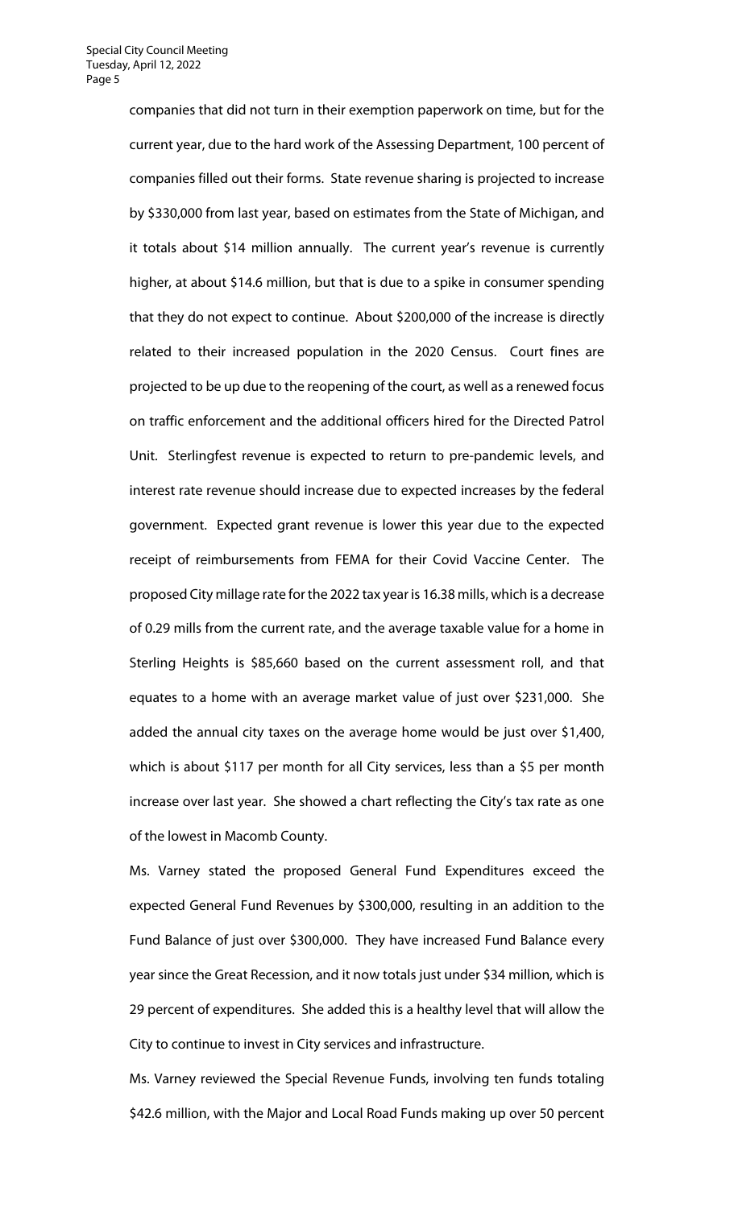companies that did not turn in their exemption paperwork on time, but for the current year, due to the hard work of the Assessing Department, 100 percent of companies filled out their forms. State revenue sharing is projected to increase by $330,000 from last year, based on estimates from the State of Michigan, and it totals about $14 million annually. The current year's revenue is currently higher, at about $14.6 million, but that is due to a spike in consumer spending that they do not expect to continue. About $200,000 of the increase is directly related to their increased population in the 2020 Census. Court fines are projected to be up due to the reopening of the court, as well as a renewed focus on traffic enforcement and the additional officers hired for the Directed Patrol Unit. Sterlingfest revenue is expected to return to pre-pandemic levels, and interest rate revenue should increase due to expected increases by the federal government. Expected grant revenue is lower this year due to the expected receipt of reimbursements from FEMA for their Covid Vaccine Center. The proposed City millage rate for the 2022 tax year is 16.38 mills, which is a decrease of 0.29 mills from the current rate, and the average taxable value for a home in Sterling Heights is $85,660 based on the current assessment roll, and that equates to a home with an average market value of just over $231,000. She added the annual city taxes on the average home would be just over $1,400, which is about $117 per month for all City services, less than a $5 per month increase over last year. She showed a chart reflecting the City's tax rate as one of the lowest in Macomb County.

Ms. Varney stated the proposed General Fund Expenditures exceed the expected General Fund Revenues by $300,000, resulting in an addition to the Fund Balance of just over $300,000. They have increased Fund Balance every year since the Great Recession, and it now totals just under $34 million, which is 29 percent of expenditures. She added this is a healthy level that will allow the City to continue to invest in City services and infrastructure.

Ms. Varney reviewed the Special Revenue Funds, involving ten funds totaling $42.6 million, with the Major and Local Road Funds making up over 50 percent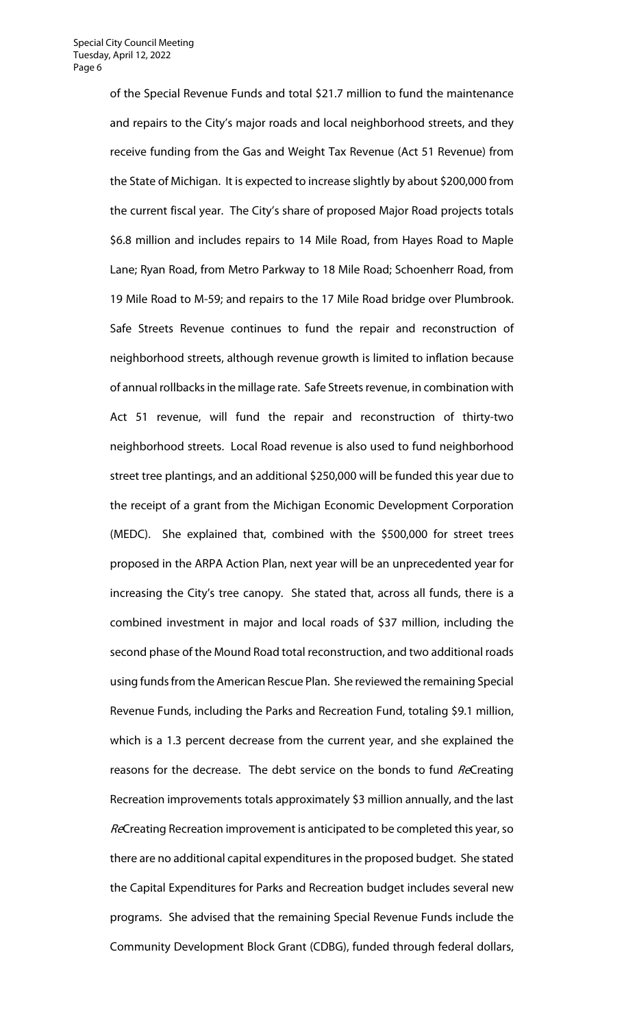of the Special Revenue Funds and total $21.7 million to fund the maintenance and repairs to the City's major roads and local neighborhood streets, and they receive funding from the Gas and Weight Tax Revenue (Act 51 Revenue) from the State of Michigan. It is expected to increase slightly by about $200,000 from the current fiscal year. The City's share of proposed Major Road projects totals $6.8 million and includes repairs to 14 Mile Road, from Hayes Road to Maple Lane; Ryan Road, from Metro Parkway to 18 Mile Road; Schoenherr Road, from 19 Mile Road to M-59; and repairs to the 17 Mile Road bridge over Plumbrook. Safe Streets Revenue continues to fund the repair and reconstruction of neighborhood streets, although revenue growth is limited to inflation because of annual rollbacks in the millage rate. Safe Streets revenue, in combination with Act 51 revenue, will fund the repair and reconstruction of thirty-two neighborhood streets. Local Road revenue is also used to fund neighborhood street tree plantings, and an additional $250,000 will be funded this year due to the receipt of a grant from the Michigan Economic Development Corporation (MEDC). She explained that, combined with the $500,000 for street trees proposed in the ARPA Action Plan, next year will be an unprecedented year for increasing the City's tree canopy. She stated that, across all funds, there is a combined investment in major and local roads of $37 million, including the second phase of the Mound Road total reconstruction, and two additional roads using funds from the American Rescue Plan. She reviewed the remaining Special Revenue Funds, including the Parks and Recreation Fund, totaling $9.1 million, which is a 1.3 percent decrease from the current year, and she explained the reasons for the decrease. The debt service on the bonds to fund *Re*Creating Recreation improvements totals approximately $3 million annually, and the last *Re*Creating Recreation improvement is anticipated to be completed this year, so there are no additional capital expenditures in the proposed budget. She stated the Capital Expenditures for Parks and Recreation budget includes several new programs. She advised that the remaining Special Revenue Funds include the Community Development Block Grant (CDBG), funded through federal dollars,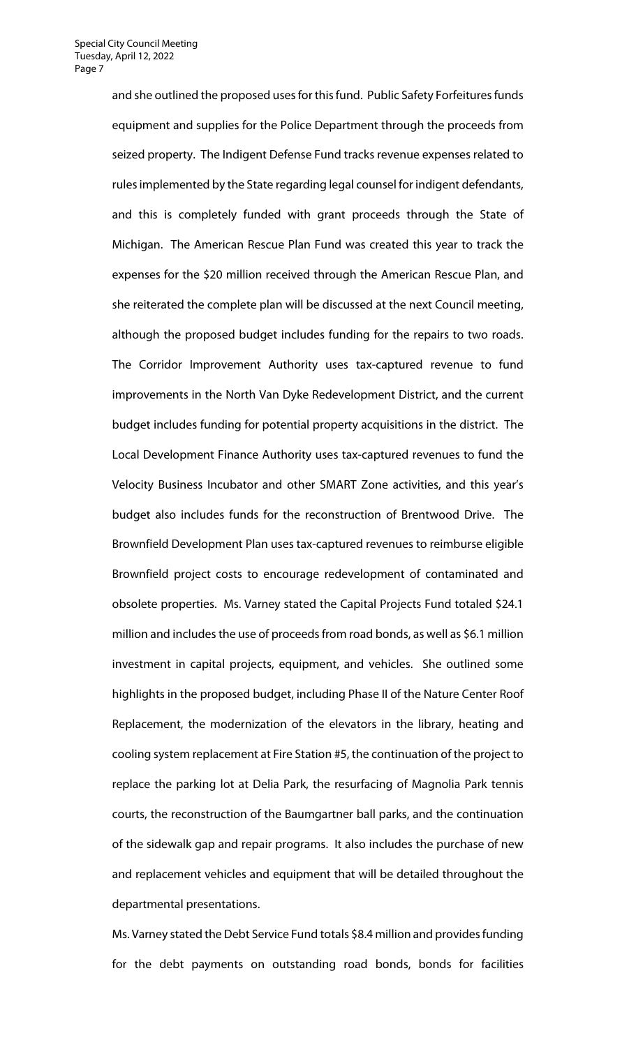and she outlined the proposed uses for this fund. Public Safety Forfeitures funds equipment and supplies for the Police Department through the proceeds from seized property. The Indigent Defense Fund tracks revenue expenses related to rules implemented by the State regarding legal counsel for indigent defendants, and this is completely funded with grant proceeds through the State of Michigan. The American Rescue Plan Fund was created this year to track the expenses for the $20 million received through the American Rescue Plan, and she reiterated the complete plan will be discussed at the next Council meeting, although the proposed budget includes funding for the repairs to two roads. The Corridor Improvement Authority uses tax-captured revenue to fund improvements in the North Van Dyke Redevelopment District, and the current budget includes funding for potential property acquisitions in the district. The Local Development Finance Authority uses tax-captured revenues to fund the Velocity Business Incubator and other SMART Zone activities, and this year's budget also includes funds for the reconstruction of Brentwood Drive. The Brownfield Development Plan uses tax-captured revenues to reimburse eligible Brownfield project costs to encourage redevelopment of contaminated and obsolete properties. Ms. Varney stated the Capital Projects Fund totaled $24.1 million and includes the use of proceeds from road bonds, as well as $6.1 million investment in capital projects, equipment, and vehicles. She outlined some highlights in the proposed budget, including Phase II of the Nature Center Roof Replacement, the modernization of the elevators in the library, heating and cooling system replacement at Fire Station #5, the continuation of the project to replace the parking lot at Delia Park, the resurfacing of Magnolia Park tennis courts, the reconstruction of the Baumgartner ball parks, and the continuation of the sidewalk gap and repair programs. It also includes the purchase of new and replacement vehicles and equipment that will be detailed throughout the departmental presentations.

Ms. Varney stated the Debt Service Fund totals $8.4 million and provides funding for the debt payments on outstanding road bonds, bonds for facilities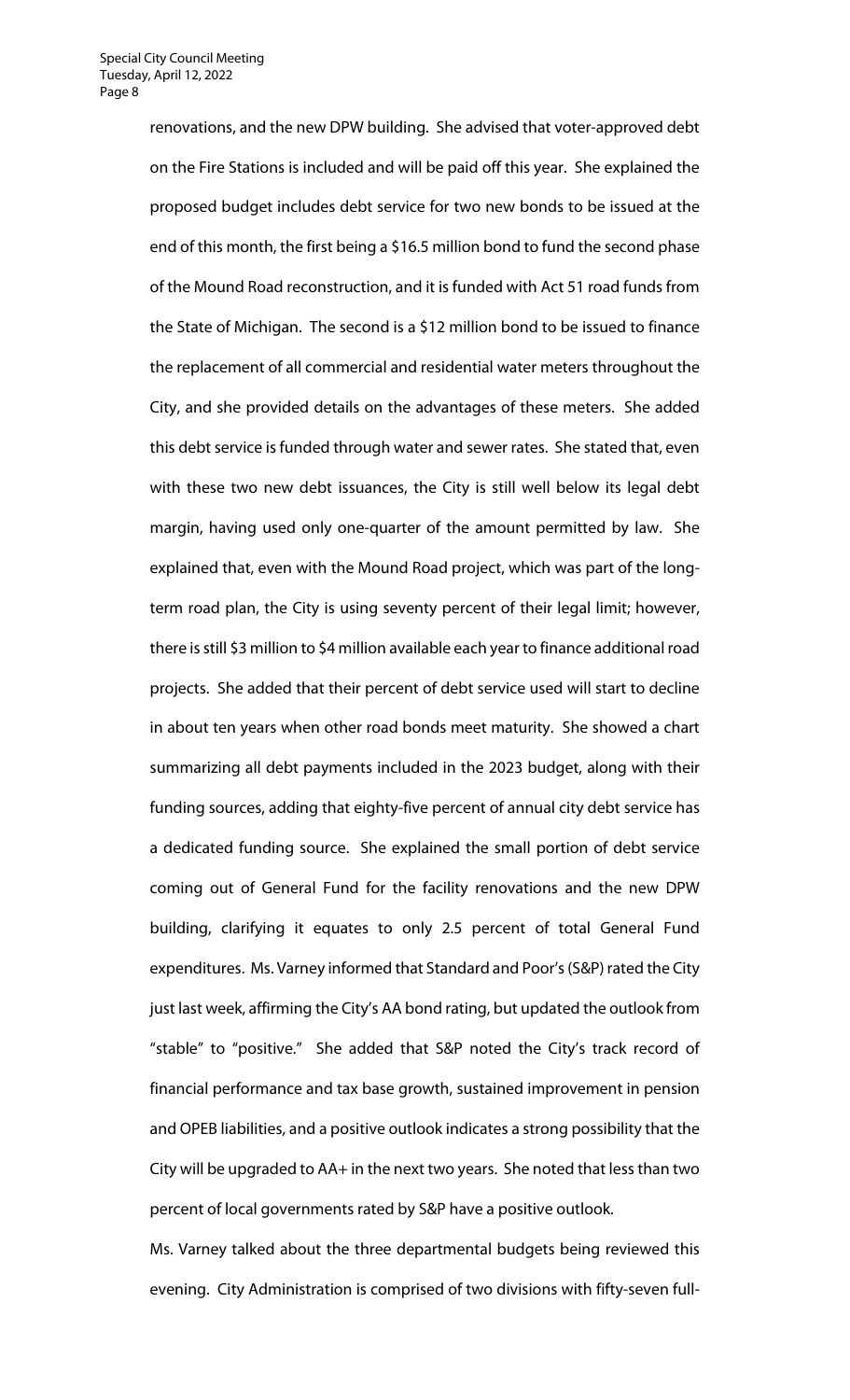renovations, and the new DPW building. She advised that voter-approved debt on the Fire Stations is included and will be paid off this year. She explained the proposed budget includes debt service for two new bonds to be issued at the end of this month, the first being a $16.5 million bond to fund the second phase of the Mound Road reconstruction, and it is funded with Act 51 road funds from the State of Michigan. The second is a $12 million bond to be issued to finance the replacement of all commercial and residential water meters throughout the City, and she provided details on the advantages of these meters. She added this debt service is funded through water and sewer rates. She stated that, even with these two new debt issuances, the City is still well below its legal debt margin, having used only one-quarter of the amount permitted by law. She explained that, even with the Mound Road project, which was part of the long-term road plan, the City is using seventy percent of their legal limit; however, there is still $3 million to $4 million available each year to finance additional road projects. She added that their percent of debt service used will start to decline in about ten years when other road bonds meet maturity. She showed a chart summarizing all debt payments included in the 2023 budget, along with their funding sources, adding that eighty-five percent of annual city debt service has a dedicated funding source. She explained the small portion of debt service coming out of General Fund for the facility renovations and the new DPW building, clarifying it equates to only 2.5 percent of total General Fund expenditures. Ms. Varney informed that Standard and Poor's (S&P) rated the City just last week, affirming the City's AA bond rating, but updated the outlook from "stable" to "positive." She added that S&P noted the City's track record of financial performance and tax base growth, sustained improvement in pension and OPEB liabilities, and a positive outlook indicates a strong possibility that the City will be upgraded to AA+ in the next two years. She noted that less than two percent of local governments rated by S&P have a positive outlook.

Ms. Varney talked about the three departmental budgets being reviewed this evening. City Administration is comprised of two divisions with fifty-seven full-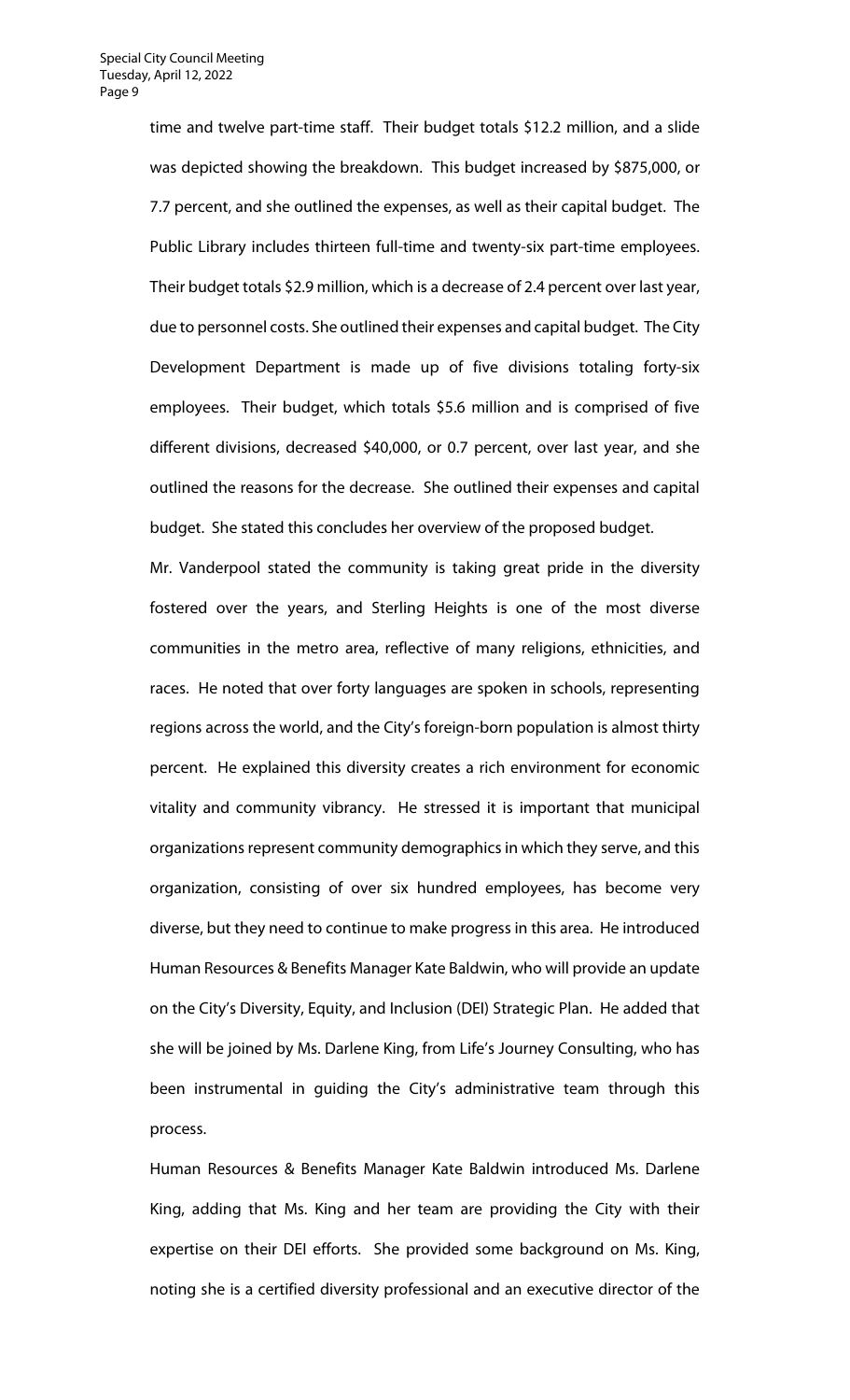time and twelve part-time staff. Their budget totals $12.2 million, and a slide was depicted showing the breakdown. This budget increased by $875,000, or 7.7 percent, and she outlined the expenses, as well as their capital budget. The Public Library includes thirteen full-time and twenty-six part-time employees. Their budget totals $2.9 million, which is a decrease of 2.4 percent over last year, due to personnel costs. She outlined their expenses and capital budget. The City Development Department is made up of five divisions totaling forty-six employees. Their budget, which totals $5.6 million and is comprised of five different divisions, decreased $40,000, or 0.7 percent, over last year, and she outlined the reasons for the decrease. She outlined their expenses and capital budget. She stated this concludes her overview of the proposed budget.

Mr. Vanderpool stated the community is taking great pride in the diversity fostered over the years, and Sterling Heights is one of the most diverse communities in the metro area, reflective of many religions, ethnicities, and races. He noted that over forty languages are spoken in schools, representing regions across the world, and the City's foreign-born population is almost thirty percent. He explained this diversity creates a rich environment for economic vitality and community vibrancy. He stressed it is important that municipal organizations represent community demographics in which they serve, and this organization, consisting of over six hundred employees, has become very diverse, but they need to continue to make progress in this area. He introduced Human Resources & Benefits Manager Kate Baldwin, who will provide an update on the City's Diversity, Equity, and Inclusion (DEI) Strategic Plan. He added that she will be joined by Ms. Darlene King, from Life's Journey Consulting, who has been instrumental in guiding the City's administrative team through this process.

Human Resources & Benefits Manager Kate Baldwin introduced Ms. Darlene King, adding that Ms. King and her team are providing the City with their expertise on their DEI efforts. She provided some background on Ms. King, noting she is a certified diversity professional and an executive director of the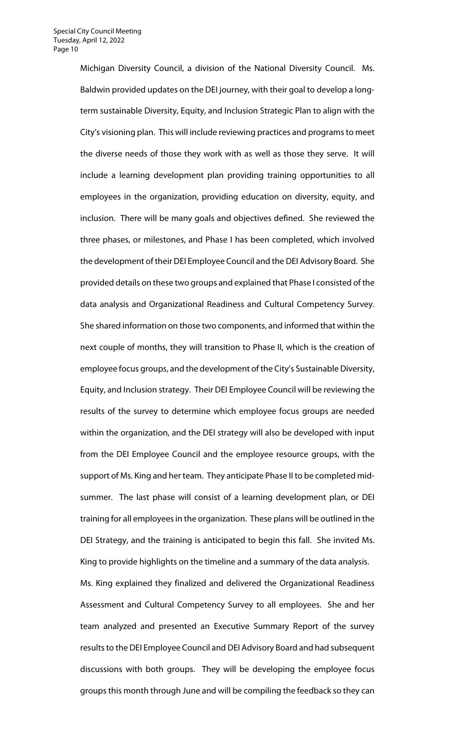Michigan Diversity Council, a division of the National Diversity Council. Ms. Baldwin provided updates on the DEI journey, with their goal to develop a long-term sustainable Diversity, Equity, and Inclusion Strategic Plan to align with the City's visioning plan. This will include reviewing practices and programs to meet the diverse needs of those they work with as well as those they serve. It will include a learning development plan providing training opportunities to all employees in the organization, providing education on diversity, equity, and inclusion. There will be many goals and objectives defined. She reviewed the three phases, or milestones, and Phase I has been completed, which involved the development of their DEI Employee Council and the DEI Advisory Board. She provided details on these two groups and explained that Phase I consisted of the data analysis and Organizational Readiness and Cultural Competency Survey. She shared information on those two components, and informed that within the next couple of months, they will transition to Phase II, which is the creation of employee focus groups, and the development of the City's Sustainable Diversity, Equity, and Inclusion strategy. Their DEI Employee Council will be reviewing the results of the survey to determine which employee focus groups are needed within the organization, and the DEI strategy will also be developed with input from the DEI Employee Council and the employee resource groups, with the support of Ms. King and her team. They anticipate Phase II to be completed mid-summer. The last phase will consist of a learning development plan, or DEI training for all employees in the organization. These plans will be outlined in the DEI Strategy, and the training is anticipated to begin this fall. She invited Ms. King to provide highlights on the timeline and a summary of the data analysis.

Ms. King explained they finalized and delivered the Organizational Readiness Assessment and Cultural Competency Survey to all employees. She and her team analyzed and presented an Executive Summary Report of the survey results to the DEI Employee Council and DEI Advisory Board and had subsequent discussions with both groups. They will be developing the employee focus groups this month through June and will be compiling the feedback so they can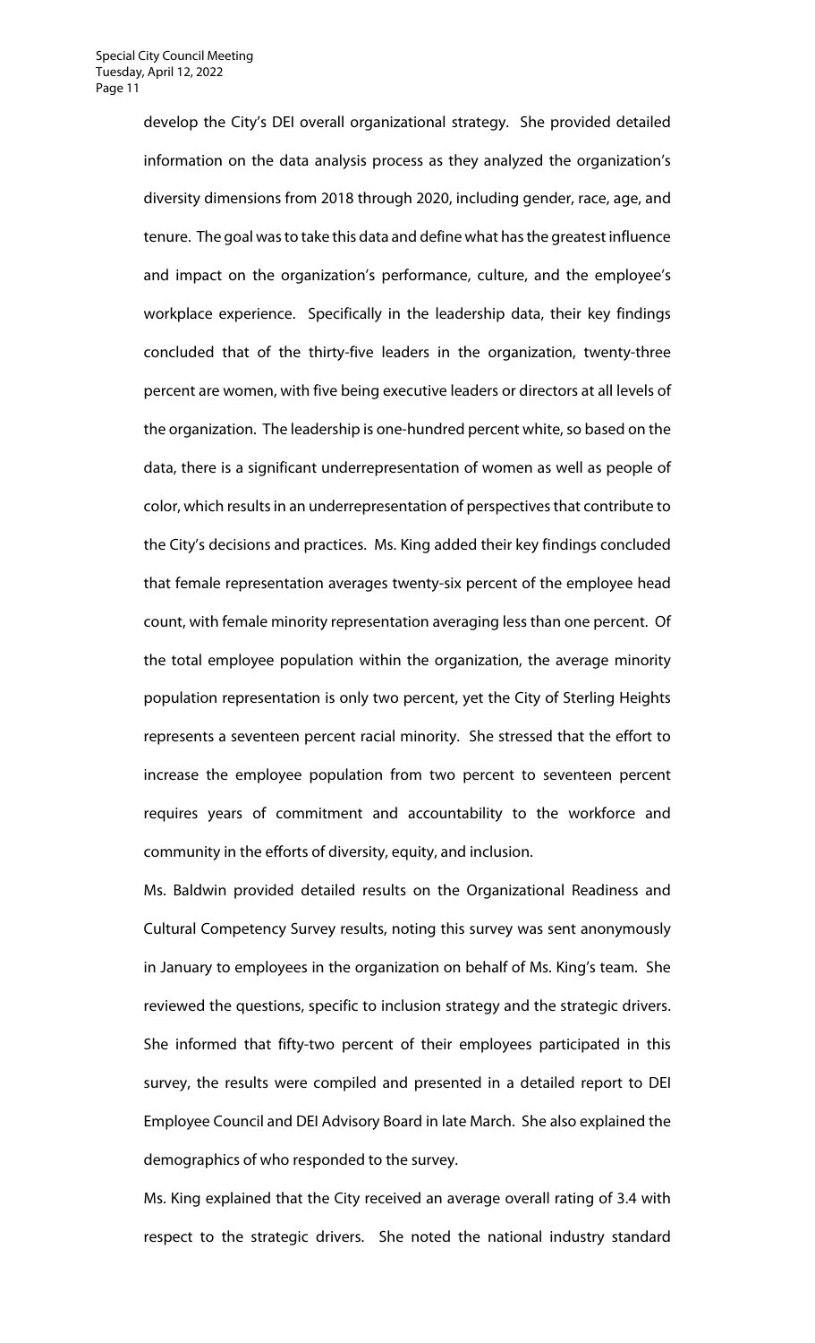develop the City's DEI overall organizational strategy. She provided detailed information on the data analysis process as they analyzed the organization's diversity dimensions from 2018 through 2020, including gender, race, age, and tenure. The goal was to take this data and define what has the greatest influence and impact on the organization's performance, culture, and the employee's workplace experience. Specifically in the leadership data, their key findings concluded that of the thirty-five leaders in the organization, twenty-three percent are women, with five being executive leaders or directors at all levels of the organization. The leadership is one-hundred percent white, so based on the data, there is a significant underrepresentation of women as well as people of color, which results in an underrepresentation of perspectives that contribute to the City's decisions and practices. Ms. King added their key findings concluded that female representation averages twenty-six percent of the employee head count, with female minority representation averaging less than one percent. Of the total employee population within the organization, the average minority population representation is only two percent, yet the City of Sterling Heights represents a seventeen percent racial minority. She stressed that the effort to increase the employee population from two percent to seventeen percent requires years of commitment and accountability to the workforce and community in the efforts of diversity, equity, and inclusion.

Ms. Baldwin provided detailed results on the Organizational Readiness and Cultural Competency Survey results, noting this survey was sent anonymously in January to employees in the organization on behalf of Ms. King's team. She reviewed the questions, specific to inclusion strategy and the strategic drivers. She informed that fifty-two percent of their employees participated in this survey, the results were compiled and presented in a detailed report to DEI Employee Council and DEI Advisory Board in late March. She also explained the demographics of who responded to the survey.

Ms. King explained that the City received an average overall rating of 3.4 with respect to the strategic drivers. She noted the national industry standard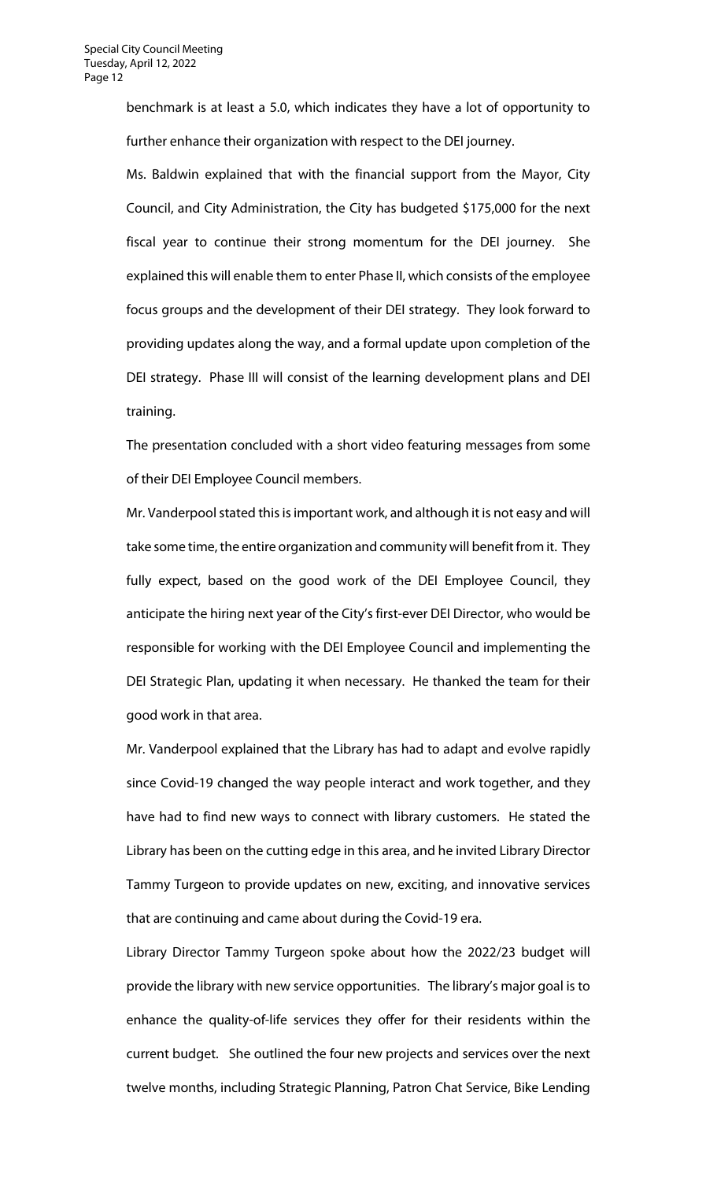benchmark is at least a 5.0, which indicates they have a lot of opportunity to further enhance their organization with respect to the DEI journey.

Ms. Baldwin explained that with the financial support from the Mayor, City Council, and City Administration, the City has budgeted $175,000 for the next fiscal year to continue their strong momentum for the DEI journey. She explained this will enable them to enter Phase II, which consists of the employee focus groups and the development of their DEI strategy. They look forward to providing updates along the way, and a formal update upon completion of the DEI strategy. Phase III will consist of the learning development plans and DEI training.

The presentation concluded with a short video featuring messages from some of their DEI Employee Council members.

Mr. Vanderpool stated this is important work, and although it is not easy and will take some time, the entire organization and community will benefit from it. They fully expect, based on the good work of the DEI Employee Council, they anticipate the hiring next year of the City's first-ever DEI Director, who would be responsible for working with the DEI Employee Council and implementing the DEI Strategic Plan, updating it when necessary. He thanked the team for their good work in that area.

Mr. Vanderpool explained that the Library has had to adapt and evolve rapidly since Covid-19 changed the way people interact and work together, and they have had to find new ways to connect with library customers. He stated the Library has been on the cutting edge in this area, and he invited Library Director Tammy Turgeon to provide updates on new, exciting, and innovative services that are continuing and came about during the Covid-19 era.

Library Director Tammy Turgeon spoke about how the 2022/23 budget will provide the library with new service opportunities. The library's major goal is to enhance the quality-of-life services they offer for their residents within the current budget. She outlined the four new projects and services over the next twelve months, including Strategic Planning, Patron Chat Service, Bike Lending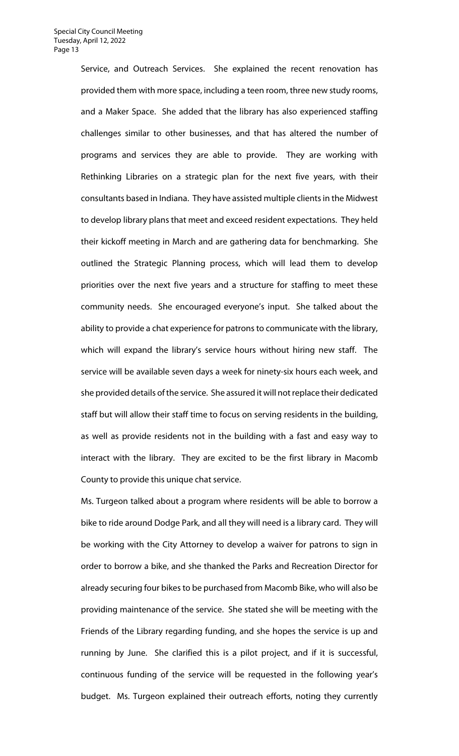Service, and Outreach Services. She explained the recent renovation has provided them with more space, including a teen room, three new study rooms, and a Maker Space. She added that the library has also experienced staffing challenges similar to other businesses, and that has altered the number of programs and services they are able to provide. They are working with Rethinking Libraries on a strategic plan for the next five years, with their consultants based in Indiana. They have assisted multiple clients in the Midwest to develop library plans that meet and exceed resident expectations. They held their kickoff meeting in March and are gathering data for benchmarking. She outlined the Strategic Planning process, which will lead them to develop priorities over the next five years and a structure for staffing to meet these community needs. She encouraged everyone's input. She talked about the ability to provide a chat experience for patrons to communicate with the library, which will expand the library's service hours without hiring new staff. The service will be available seven days a week for ninety-six hours each week, and she provided details of the service. She assured it will not replace their dedicated staff but will allow their staff time to focus on serving residents in the building, as well as provide residents not in the building with a fast and easy way to interact with the library. They are excited to be the first library in Macomb County to provide this unique chat service.

Ms. Turgeon talked about a program where residents will be able to borrow a bike to ride around Dodge Park, and all they will need is a library card. They will be working with the City Attorney to develop a waiver for patrons to sign in order to borrow a bike, and she thanked the Parks and Recreation Director for already securing four bikes to be purchased from Macomb Bike, who will also be providing maintenance of the service. She stated she will be meeting with the Friends of the Library regarding funding, and she hopes the service is up and running by June. She clarified this is a pilot project, and if it is successful, continuous funding of the service will be requested in the following year's budget. Ms. Turgeon explained their outreach efforts, noting they currently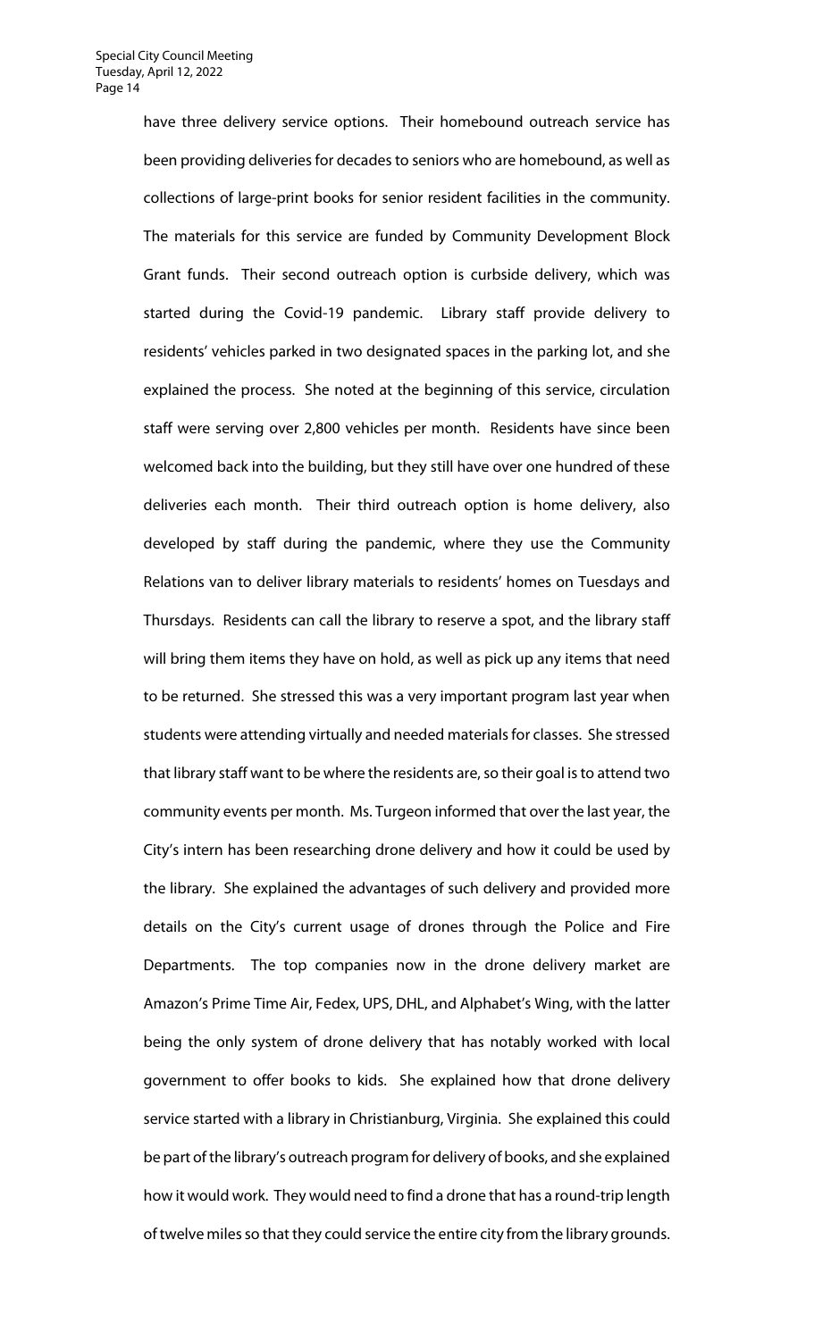have three delivery service options. Their homebound outreach service has been providing deliveries for decades to seniors who are homebound, as well as collections of large-print books for senior resident facilities in the community. The materials for this service are funded by Community Development Block Grant funds. Their second outreach option is curbside delivery, which was started during the Covid-19 pandemic. Library staff provide delivery to residents' vehicles parked in two designated spaces in the parking lot, and she explained the process. She noted at the beginning of this service, circulation staff were serving over 2,800 vehicles per month. Residents have since been welcomed back into the building, but they still have over one hundred of these deliveries each month. Their third outreach option is home delivery, also developed by staff during the pandemic, where they use the Community Relations van to deliver library materials to residents' homes on Tuesdays and Thursdays. Residents can call the library to reserve a spot, and the library staff will bring them items they have on hold, as well as pick up any items that need to be returned. She stressed this was a very important program last year when students were attending virtually and needed materials for classes. She stressed that library staff want to be where the residents are, so their goal is to attend two community events per month. Ms. Turgeon informed that over the last year, the City's intern has been researching drone delivery and how it could be used by the library. She explained the advantages of such delivery and provided more details on the City's current usage of drones through the Police and Fire Departments. The top companies now in the drone delivery market are Amazon's Prime Time Air, Fedex, UPS, DHL, and Alphabet's Wing, with the latter being the only system of drone delivery that has notably worked with local government to offer books to kids. She explained how that drone delivery service started with a library in Christianburg, Virginia. She explained this could be part of the library's outreach program for delivery of books, and she explained how it would work. They would need to find a drone that has a round-trip length of twelve miles so that they could service the entire city from the library grounds.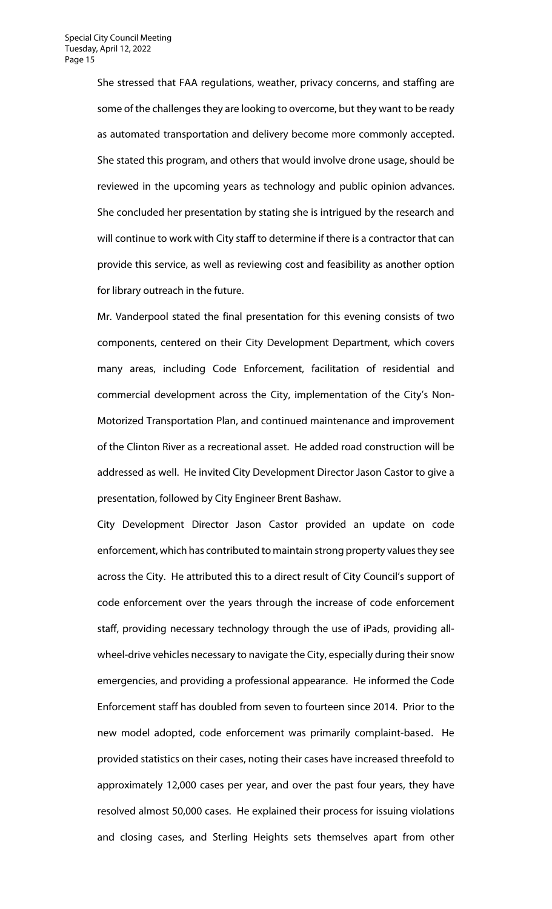She stressed that FAA regulations, weather, privacy concerns, and staffing are some of the challenges they are looking to overcome, but they want to be ready as automated transportation and delivery become more commonly accepted. She stated this program, and others that would involve drone usage, should be reviewed in the upcoming years as technology and public opinion advances. She concluded her presentation by stating she is intrigued by the research and will continue to work with City staff to determine if there is a contractor that can provide this service, as well as reviewing cost and feasibility as another option for library outreach in the future.

Mr. Vanderpool stated the final presentation for this evening consists of two components, centered on their City Development Department, which covers many areas, including Code Enforcement, facilitation of residential and commercial development across the City, implementation of the City's Non-Motorized Transportation Plan, and continued maintenance and improvement of the Clinton River as a recreational asset. He added road construction will be addressed as well. He invited City Development Director Jason Castor to give a presentation, followed by City Engineer Brent Bashaw.

City Development Director Jason Castor provided an update on code enforcement, which has contributed to maintain strong property values they see across the City. He attributed this to a direct result of City Council's support of code enforcement over the years through the increase of code enforcement staff, providing necessary technology through the use of iPads, providing all-wheel-drive vehicles necessary to navigate the City, especially during their snow emergencies, and providing a professional appearance. He informed the Code Enforcement staff has doubled from seven to fourteen since 2014. Prior to the new model adopted, code enforcement was primarily complaint-based. He provided statistics on their cases, noting their cases have increased threefold to approximately 12,000 cases per year, and over the past four years, they have resolved almost 50,000 cases. He explained their process for issuing violations and closing cases, and Sterling Heights sets themselves apart from other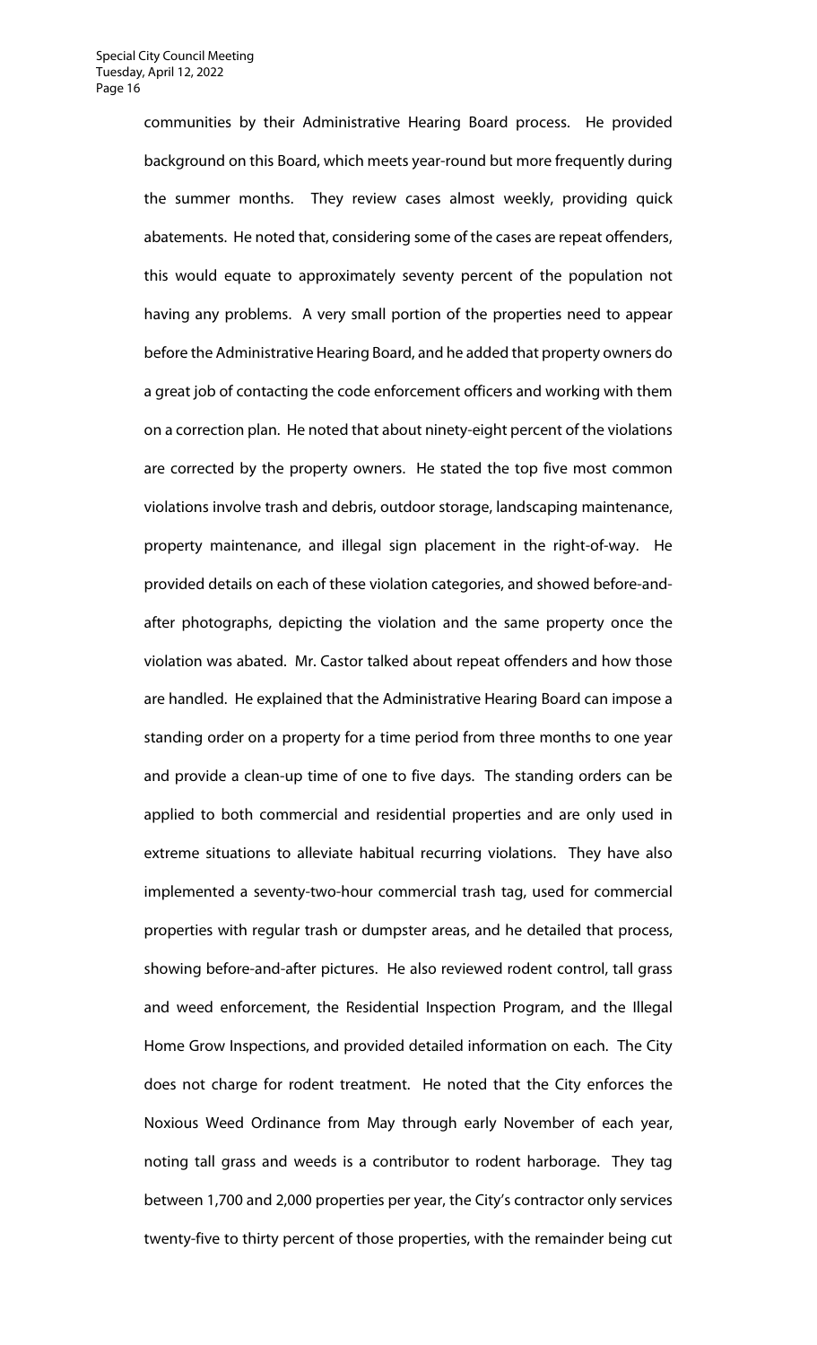communities by their Administrative Hearing Board process. He provided background on this Board, which meets year-round but more frequently during the summer months. They review cases almost weekly, providing quick abatements. He noted that, considering some of the cases are repeat offenders, this would equate to approximately seventy percent of the population not having any problems. A very small portion of the properties need to appear before the Administrative Hearing Board, and he added that property owners do a great job of contacting the code enforcement officers and working with them on a correction plan. He noted that about ninety-eight percent of the violations are corrected by the property owners. He stated the top five most common violations involve trash and debris, outdoor storage, landscaping maintenance, property maintenance, and illegal sign placement in the right-of-way. He provided details on each of these violation categories, and showed before-and-after photographs, depicting the violation and the same property once the violation was abated. Mr. Castor talked about repeat offenders and how those are handled. He explained that the Administrative Hearing Board can impose a standing order on a property for a time period from three months to one year and provide a clean-up time of one to five days. The standing orders can be applied to both commercial and residential properties and are only used in extreme situations to alleviate habitual recurring violations. They have also implemented a seventy-two-hour commercial trash tag, used for commercial properties with regular trash or dumpster areas, and he detailed that process, showing before-and-after pictures. He also reviewed rodent control, tall grass and weed enforcement, the Residential Inspection Program, and the Illegal Home Grow Inspections, and provided detailed information on each. The City does not charge for rodent treatment. He noted that the City enforces the Noxious Weed Ordinance from May through early November of each year, noting tall grass and weeds is a contributor to rodent harborage. They tag between 1,700 and 2,000 properties per year, the City's contractor only services twenty-five to thirty percent of those properties, with the remainder being cut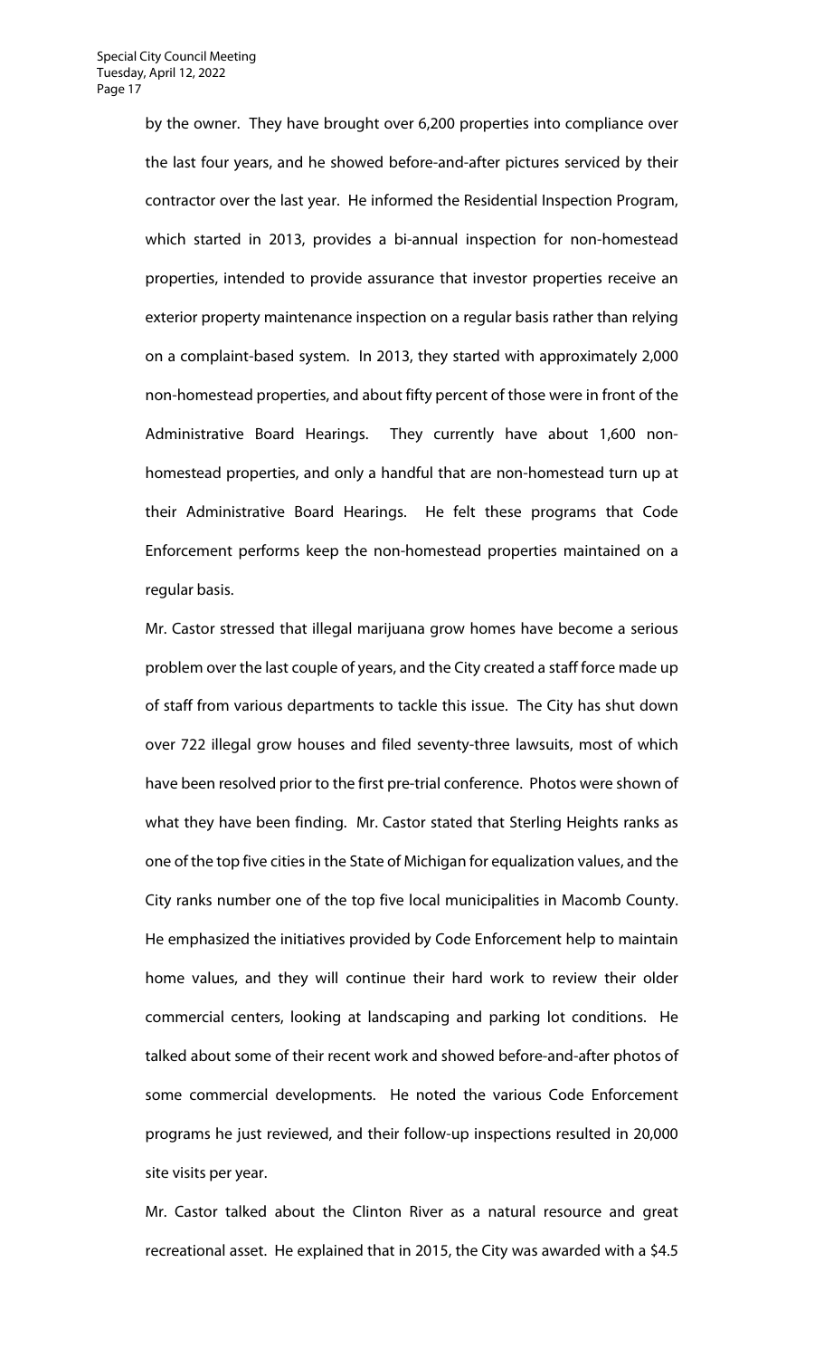by the owner. They have brought over 6,200 properties into compliance over the last four years, and he showed before-and-after pictures serviced by their contractor over the last year. He informed the Residential Inspection Program, which started in 2013, provides a bi-annual inspection for non-homestead properties, intended to provide assurance that investor properties receive an exterior property maintenance inspection on a regular basis rather than relying on a complaint-based system. In 2013, they started with approximately 2,000 non-homestead properties, and about fifty percent of those were in front of the Administrative Board Hearings. They currently have about 1,600 non-homestead properties, and only a handful that are non-homestead turn up at their Administrative Board Hearings. He felt these programs that Code Enforcement performs keep the non-homestead properties maintained on a regular basis.

Mr. Castor stressed that illegal marijuana grow homes have become a serious problem over the last couple of years, and the City created a staff force made up of staff from various departments to tackle this issue. The City has shut down over 722 illegal grow houses and filed seventy-three lawsuits, most of which have been resolved prior to the first pre-trial conference. Photos were shown of what they have been finding. Mr. Castor stated that Sterling Heights ranks as one of the top five cities in the State of Michigan for equalization values, and the City ranks number one of the top five local municipalities in Macomb County. He emphasized the initiatives provided by Code Enforcement help to maintain home values, and they will continue their hard work to review their older commercial centers, looking at landscaping and parking lot conditions. He talked about some of their recent work and showed before-and-after photos of some commercial developments. He noted the various Code Enforcement programs he just reviewed, and their follow-up inspections resulted in 20,000 site visits per year.

Mr. Castor talked about the Clinton River as a natural resource and great recreational asset. He explained that in 2015, the City was awarded with a $4.5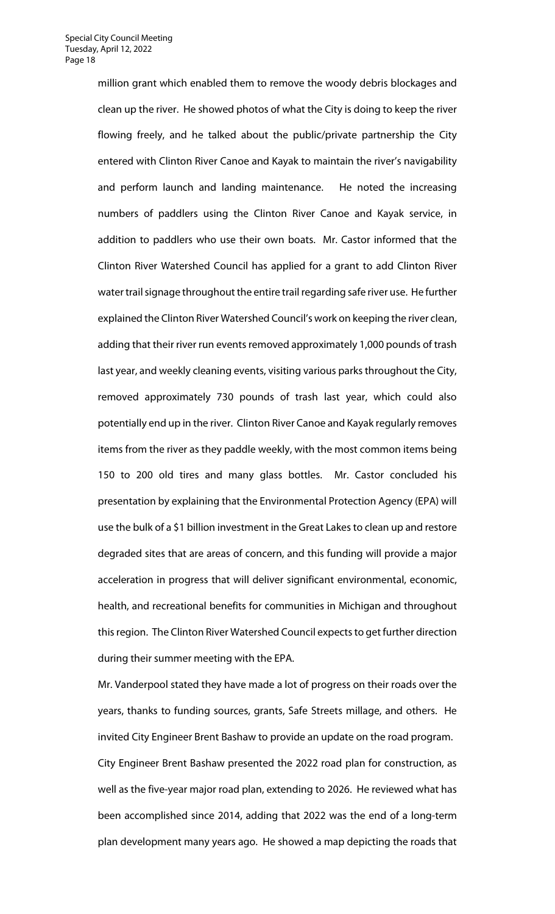million grant which enabled them to remove the woody debris blockages and clean up the river. He showed photos of what the City is doing to keep the river flowing freely, and he talked about the public/private partnership the City entered with Clinton River Canoe and Kayak to maintain the river's navigability and perform launch and landing maintenance. He noted the increasing numbers of paddlers using the Clinton River Canoe and Kayak service, in addition to paddlers who use their own boats. Mr. Castor informed that the Clinton River Watershed Council has applied for a grant to add Clinton River water trail signage throughout the entire trail regarding safe river use. He further explained the Clinton River Watershed Council's work on keeping the river clean, adding that their river run events removed approximately 1,000 pounds of trash last year, and weekly cleaning events, visiting various parks throughout the City, removed approximately 730 pounds of trash last year, which could also potentially end up in the river. Clinton River Canoe and Kayak regularly removes items from the river as they paddle weekly, with the most common items being 150 to 200 old tires and many glass bottles. Mr. Castor concluded his presentation by explaining that the Environmental Protection Agency (EPA) will use the bulk of a $1 billion investment in the Great Lakes to clean up and restore degraded sites that are areas of concern, and this funding will provide a major acceleration in progress that will deliver significant environmental, economic, health, and recreational benefits for communities in Michigan and throughout this region. The Clinton River Watershed Council expects to get further direction during their summer meeting with the EPA.

Mr. Vanderpool stated they have made a lot of progress on their roads over the years, thanks to funding sources, grants, Safe Streets millage, and others. He invited City Engineer Brent Bashaw to provide an update on the road program.

City Engineer Brent Bashaw presented the 2022 road plan for construction, as well as the five-year major road plan, extending to 2026. He reviewed what has been accomplished since 2014, adding that 2022 was the end of a long-term plan development many years ago. He showed a map depicting the roads that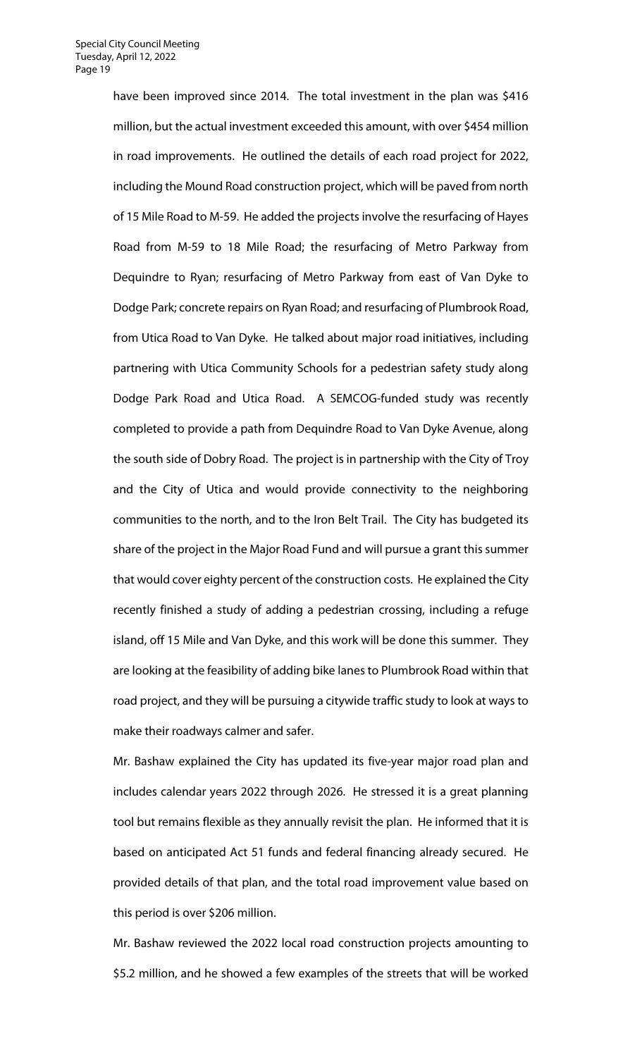have been improved since 2014. The total investment in the plan was $416 million, but the actual investment exceeded this amount, with over $454 million in road improvements. He outlined the details of each road project for 2022, including the Mound Road construction project, which will be paved from north of 15 Mile Road to M-59. He added the projects involve the resurfacing of Hayes Road from M-59 to 18 Mile Road; the resurfacing of Metro Parkway from Dequindre to Ryan; resurfacing of Metro Parkway from east of Van Dyke to Dodge Park; concrete repairs on Ryan Road; and resurfacing of Plumbrook Road, from Utica Road to Van Dyke. He talked about major road initiatives, including partnering with Utica Community Schools for a pedestrian safety study along Dodge Park Road and Utica Road. A SEMCOG-funded study was recently completed to provide a path from Dequindre Road to Van Dyke Avenue, along the south side of Dobry Road. The project is in partnership with the City of Troy and the City of Utica and would provide connectivity to the neighboring communities to the north, and to the Iron Belt Trail. The City has budgeted its share of the project in the Major Road Fund and will pursue a grant this summer that would cover eighty percent of the construction costs. He explained the City recently finished a study of adding a pedestrian crossing, including a refuge island, off 15 Mile and Van Dyke, and this work will be done this summer. They are looking at the feasibility of adding bike lanes to Plumbrook Road within that road project, and they will be pursuing a citywide traffic study to look at ways to make their roadways calmer and safer.

Mr. Bashaw explained the City has updated its five-year major road plan and includes calendar years 2022 through 2026. He stressed it is a great planning tool but remains flexible as they annually revisit the plan. He informed that it is based on anticipated Act 51 funds and federal financing already secured. He provided details of that plan, and the total road improvement value based on this period is over $206 million.

Mr. Bashaw reviewed the 2022 local road construction projects amounting to $5.2 million, and he showed a few examples of the streets that will be worked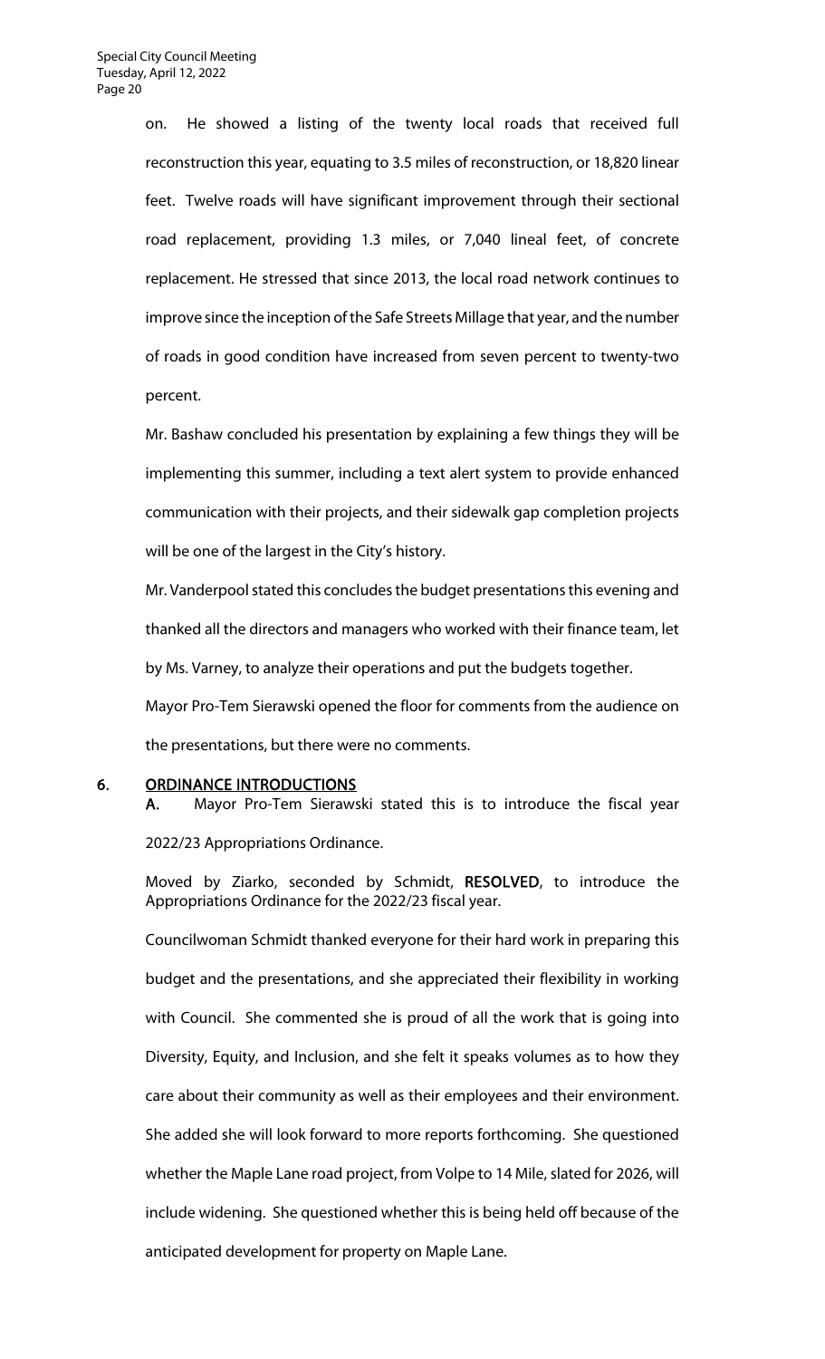on. He showed a listing of the twenty local roads that received full reconstruction this year, equating to 3.5 miles of reconstruction, or 18,820 linear feet. Twelve roads will have significant improvement through their sectional road replacement, providing 1.3 miles, or 7,040 lineal feet, of concrete replacement. He stressed that since 2013, the local road network continues to improve since the inception of the Safe Streets Millage that year, and the number of roads in good condition have increased from seven percent to twenty-two percent.

Mr. Bashaw concluded his presentation by explaining a few things they will be implementing this summer, including a text alert system to provide enhanced communication with their projects, and their sidewalk gap completion projects will be one of the largest in the City's history.

Mr. Vanderpool stated this concludes the budget presentations this evening and thanked all the directors and managers who worked with their finance team, let by Ms. Varney, to analyze their operations and put the budgets together.

Mayor Pro-Tem Sierawski opened the floor for comments from the audience on the presentations, but there were no comments.

## 6. ORDINANCE INTRODUCTIONS

**A.** Mayor Pro-Tem Sierawski stated this is to introduce the fiscal year 2022/23 Appropriations Ordinance.

Moved by Ziarko, seconded by Schmidt, **RESOLVED**, to introduce the Appropriations Ordinance for the 2022/23 fiscal year.

Councilwoman Schmidt thanked everyone for their hard work in preparing this budget and the presentations, and she appreciated their flexibility in working with Council. She commented she is proud of all the work that is going into Diversity, Equity, and Inclusion, and she felt it speaks volumes as to how they care about their community as well as their employees and their environment. She added she will look forward to more reports forthcoming. She questioned whether the Maple Lane road project, from Volpe to 14 Mile, slated for 2026, will include widening. She questioned whether this is being held off because of the anticipated development for property on Maple Lane.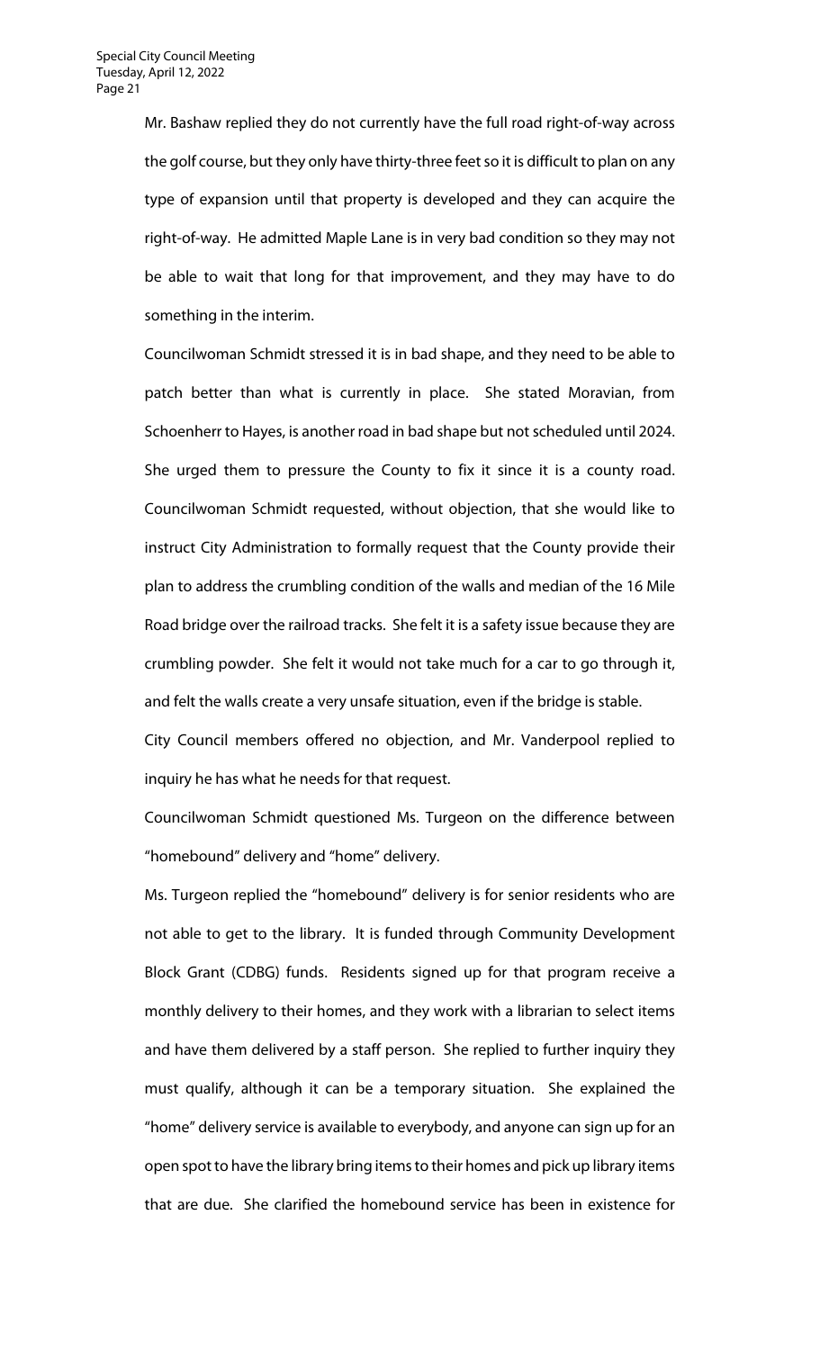Mr. Bashaw replied they do not currently have the full road right-of-way across the golf course, but they only have thirty-three feet so it is difficult to plan on any type of expansion until that property is developed and they can acquire the right-of-way. He admitted Maple Lane is in very bad condition so they may not be able to wait that long for that improvement, and they may have to do something in the interim.

Councilwoman Schmidt stressed it is in bad shape, and they need to be able to patch better than what is currently in place. She stated Moravian, from Schoenherr to Hayes, is another road in bad shape but not scheduled until 2024. She urged them to pressure the County to fix it since it is a county road. Councilwoman Schmidt requested, without objection, that she would like to instruct City Administration to formally request that the County provide their plan to address the crumbling condition of the walls and median of the 16 Mile Road bridge over the railroad tracks. She felt it is a safety issue because they are crumbling powder. She felt it would not take much for a car to go through it, and felt the walls create a very unsafe situation, even if the bridge is stable.

City Council members offered no objection, and Mr. Vanderpool replied to inquiry he has what he needs for that request.

Councilwoman Schmidt questioned Ms. Turgeon on the difference between "homebound" delivery and "home" delivery.

Ms. Turgeon replied the "homebound" delivery is for senior residents who are not able to get to the library. It is funded through Community Development Block Grant (CDBG) funds. Residents signed up for that program receive a monthly delivery to their homes, and they work with a librarian to select items and have them delivered by a staff person. She replied to further inquiry they must qualify, although it can be a temporary situation. She explained the "home" delivery service is available to everybody, and anyone can sign up for an open spot to have the library bring items to their homes and pick up library items that are due. She clarified the homebound service has been in existence for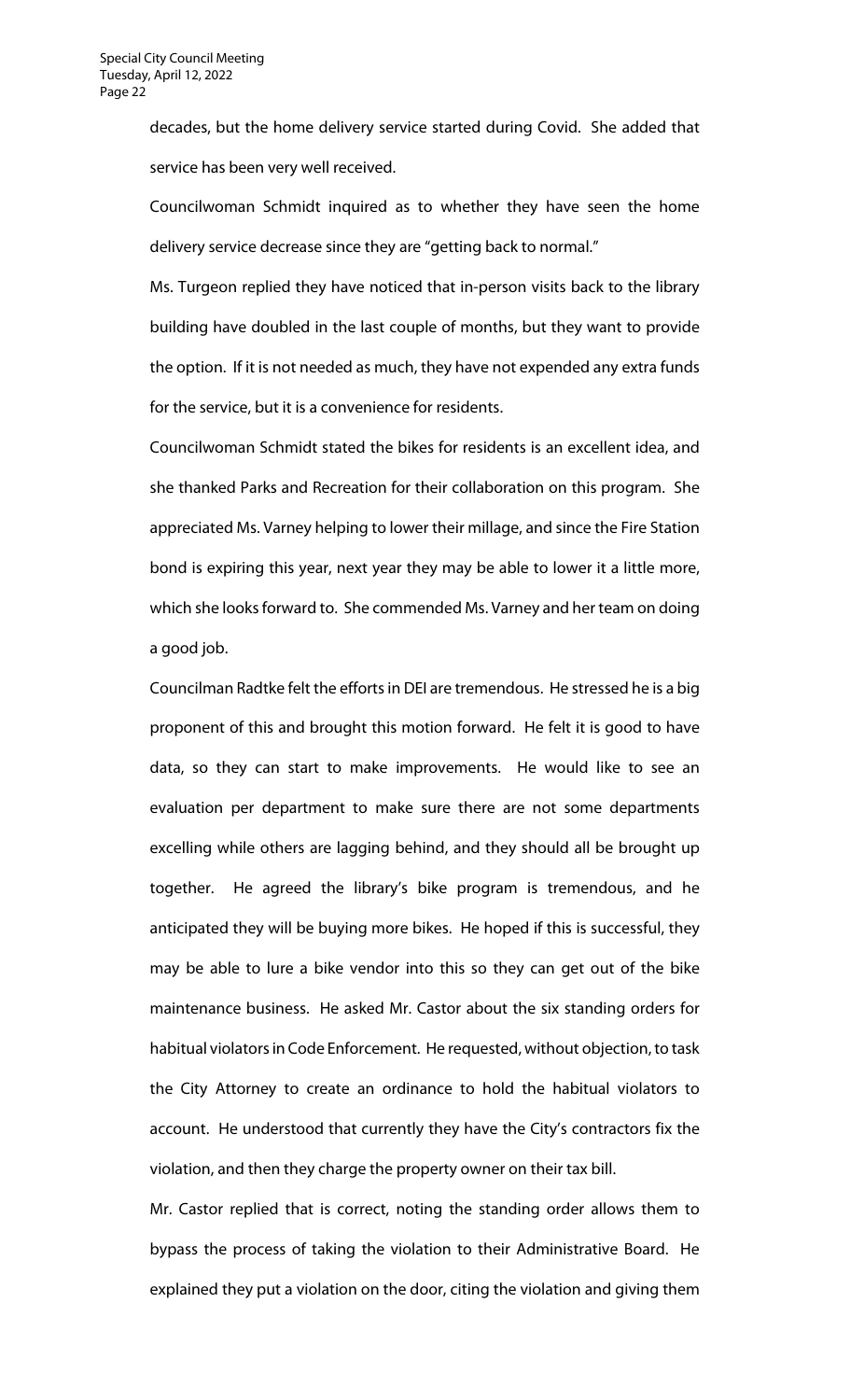decades, but the home delivery service started during Covid. She added that service has been very well received.

Councilwoman Schmidt inquired as to whether they have seen the home delivery service decrease since they are "getting back to normal."

Ms. Turgeon replied they have noticed that in-person visits back to the library building have doubled in the last couple of months, but they want to provide the option. If it is not needed as much, they have not expended any extra funds for the service, but it is a convenience for residents.

Councilwoman Schmidt stated the bikes for residents is an excellent idea, and she thanked Parks and Recreation for their collaboration on this program. She appreciated Ms. Varney helping to lower their millage, and since the Fire Station bond is expiring this year, next year they may be able to lower it a little more, which she looks forward to. She commended Ms. Varney and her team on doing a good job.

Councilman Radtke felt the efforts in DEI are tremendous. He stressed he is a big proponent of this and brought this motion forward. He felt it is good to have data, so they can start to make improvements. He would like to see an evaluation per department to make sure there are not some departments excelling while others are lagging behind, and they should all be brought up together. He agreed the library's bike program is tremendous, and he anticipated they will be buying more bikes. He hoped if this is successful, they may be able to lure a bike vendor into this so they can get out of the bike maintenance business. He asked Mr. Castor about the six standing orders for habitual violators in Code Enforcement. He requested, without objection, to task the City Attorney to create an ordinance to hold the habitual violators to account. He understood that currently they have the City's contractors fix the violation, and then they charge the property owner on their tax bill.

Mr. Castor replied that is correct, noting the standing order allows them to bypass the process of taking the violation to their Administrative Board. He explained they put a violation on the door, citing the violation and giving them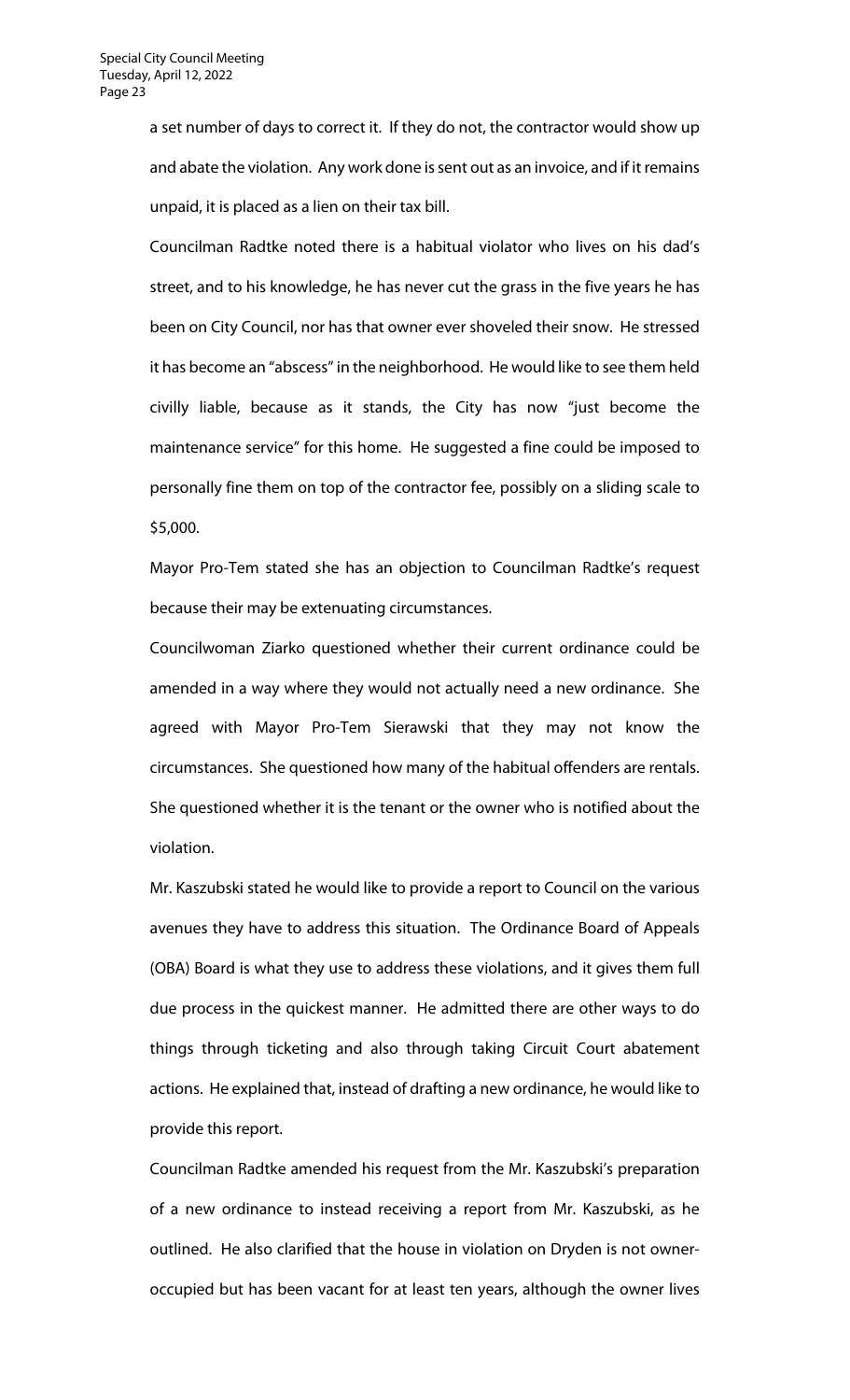a set number of days to correct it. If they do not, the contractor would show up and abate the violation. Any work done is sent out as an invoice, and if it remains unpaid, it is placed as a lien on their tax bill.

Councilman Radtke noted there is a habitual violator who lives on his dad's street, and to his knowledge, he has never cut the grass in the five years he has been on City Council, nor has that owner ever shoveled their snow. He stressed it has become an "abscess" in the neighborhood. He would like to see them held civilly liable, because as it stands, the City has now "just become the maintenance service" for this home. He suggested a fine could be imposed to personally fine them on top of the contractor fee, possibly on a sliding scale to $5,000.

Mayor Pro-Tem stated she has an objection to Councilman Radtke's request because their may be extenuating circumstances.

Councilwoman Ziarko questioned whether their current ordinance could be amended in a way where they would not actually need a new ordinance. She agreed with Mayor Pro-Tem Sierawski that they may not know the circumstances. She questioned how many of the habitual offenders are rentals. She questioned whether it is the tenant or the owner who is notified about the violation.

Mr. Kaszubski stated he would like to provide a report to Council on the various avenues they have to address this situation. The Ordinance Board of Appeals (OBA) Board is what they use to address these violations, and it gives them full due process in the quickest manner. He admitted there are other ways to do things through ticketing and also through taking Circuit Court abatement actions. He explained that, instead of drafting a new ordinance, he would like to provide this report.

Councilman Radtke amended his request from the Mr. Kaszubski's preparation of a new ordinance to instead receiving a report from Mr. Kaszubski, as he outlined. He also clarified that the house in violation on Dryden is not owner-occupied but has been vacant for at least ten years, although the owner lives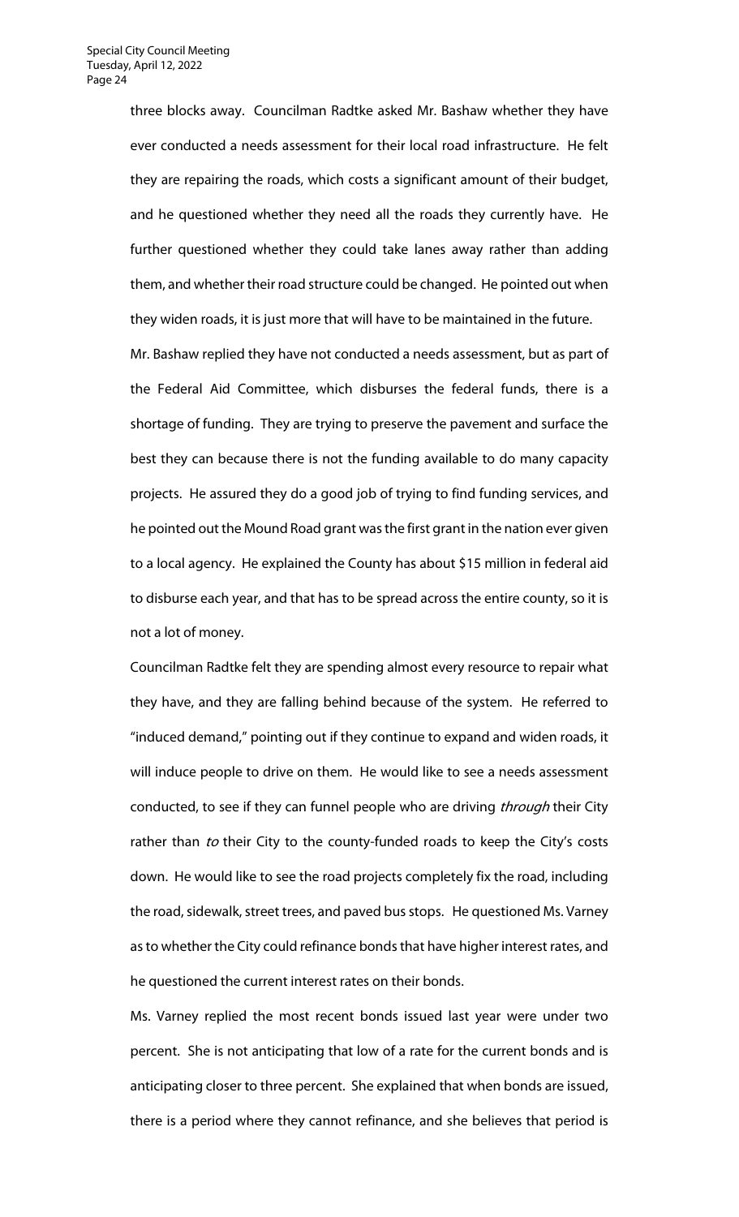three blocks away. Councilman Radtke asked Mr. Bashaw whether they have ever conducted a needs assessment for their local road infrastructure. He felt they are repairing the roads, which costs a significant amount of their budget, and he questioned whether they need all the roads they currently have. He further questioned whether they could take lanes away rather than adding them, and whether their road structure could be changed. He pointed out when they widen roads, it is just more that will have to be maintained in the future.

Mr. Bashaw replied they have not conducted a needs assessment, but as part of the Federal Aid Committee, which disburses the federal funds, there is a shortage of funding. They are trying to preserve the pavement and surface the best they can because there is not the funding available to do many capacity projects. He assured they do a good job of trying to find funding services, and he pointed out the Mound Road grant was the first grant in the nation ever given to a local agency. He explained the County has about $15 million in federal aid to disburse each year, and that has to be spread across the entire county, so it is not a lot of money.

Councilman Radtke felt they are spending almost every resource to repair what they have, and they are falling behind because of the system. He referred to "induced demand," pointing out if they continue to expand and widen roads, it will induce people to drive on them. He would like to see a needs assessment conducted, to see if they can funnel people who are driving *through* their City rather than *to* their City to the county-funded roads to keep the City's costs down. He would like to see the road projects completely fix the road, including the road, sidewalk, street trees, and paved bus stops. He questioned Ms. Varney as to whether the City could refinance bonds that have higher interest rates, and he questioned the current interest rates on their bonds.

Ms. Varney replied the most recent bonds issued last year were under two percent. She is not anticipating that low of a rate for the current bonds and is anticipating closer to three percent. She explained that when bonds are issued, there is a period where they cannot refinance, and she believes that period is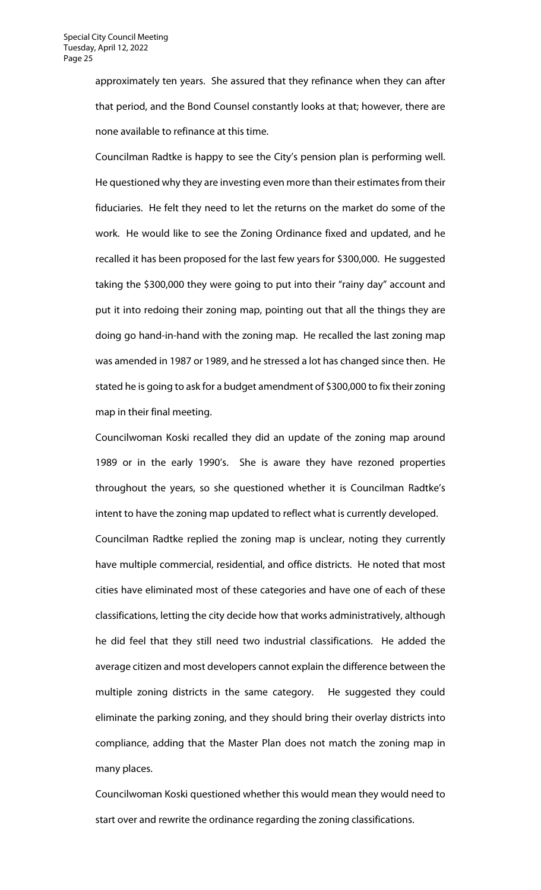approximately ten years. She assured that they refinance when they can after that period, and the Bond Counsel constantly looks at that; however, there are none available to refinance at this time.

Councilman Radtke is happy to see the City's pension plan is performing well. He questioned why they are investing even more than their estimates from their fiduciaries. He felt they need to let the returns on the market do some of the work. He would like to see the Zoning Ordinance fixed and updated, and he recalled it has been proposed for the last few years for $300,000. He suggested taking the $300,000 they were going to put into their "rainy day" account and put it into redoing their zoning map, pointing out that all the things they are doing go hand-in-hand with the zoning map. He recalled the last zoning map was amended in 1987 or 1989, and he stressed a lot has changed since then. He stated he is going to ask for a budget amendment of $300,000 to fix their zoning map in their final meeting.

Councilwoman Koski recalled they did an update of the zoning map around 1989 or in the early 1990's. She is aware they have rezoned properties throughout the years, so she questioned whether it is Councilman Radtke's intent to have the zoning map updated to reflect what is currently developed.

Councilman Radtke replied the zoning map is unclear, noting they currently have multiple commercial, residential, and office districts. He noted that most cities have eliminated most of these categories and have one of each of these classifications, letting the city decide how that works administratively, although he did feel that they still need two industrial classifications. He added the average citizen and most developers cannot explain the difference between the multiple zoning districts in the same category. He suggested they could eliminate the parking zoning, and they should bring their overlay districts into compliance, adding that the Master Plan does not match the zoning map in many places.

Councilwoman Koski questioned whether this would mean they would need to start over and rewrite the ordinance regarding the zoning classifications.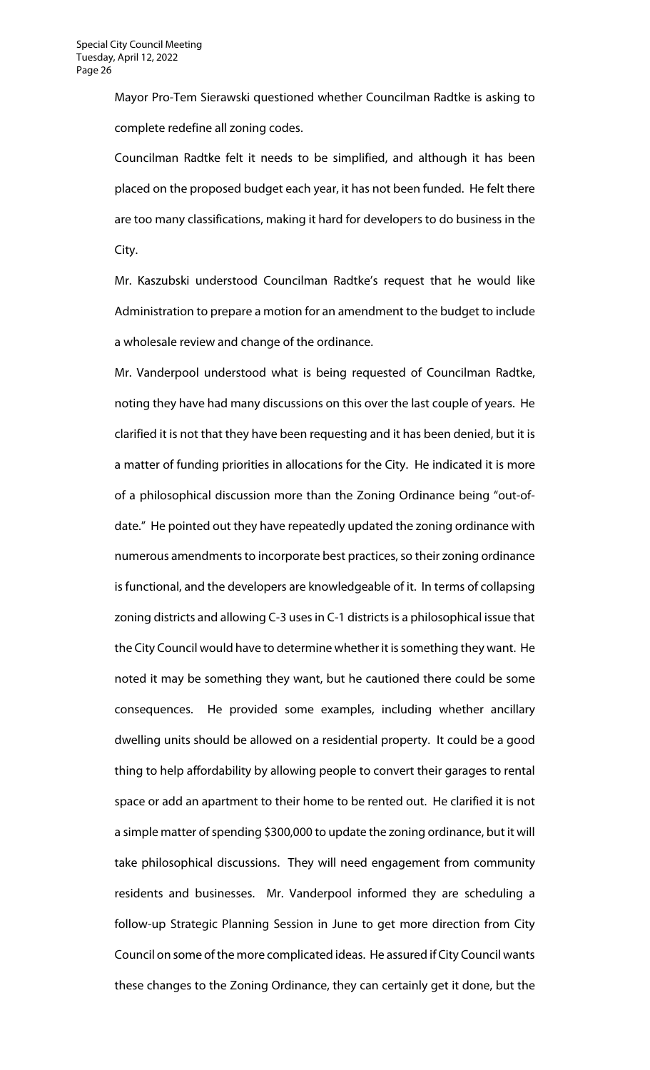Mayor Pro-Tem Sierawski questioned whether Councilman Radtke is asking to complete redefine all zoning codes.

Councilman Radtke felt it needs to be simplified, and although it has been placed on the proposed budget each year, it has not been funded. He felt there are too many classifications, making it hard for developers to do business in the City.

Mr. Kaszubski understood Councilman Radtke's request that he would like Administration to prepare a motion for an amendment to the budget to include a wholesale review and change of the ordinance.

Mr. Vanderpool understood what is being requested of Councilman Radtke, noting they have had many discussions on this over the last couple of years. He clarified it is not that they have been requesting and it has been denied, but it is a matter of funding priorities in allocations for the City. He indicated it is more of a philosophical discussion more than the Zoning Ordinance being "out-of-date." He pointed out they have repeatedly updated the zoning ordinance with numerous amendments to incorporate best practices, so their zoning ordinance is functional, and the developers are knowledgeable of it. In terms of collapsing zoning districts and allowing C-3 uses in C-1 districts is a philosophical issue that the City Council would have to determine whether it is something they want. He noted it may be something they want, but he cautioned there could be some consequences. He provided some examples, including whether ancillary dwelling units should be allowed on a residential property. It could be a good thing to help affordability by allowing people to convert their garages to rental space or add an apartment to their home to be rented out. He clarified it is not a simple matter of spending $300,000 to update the zoning ordinance, but it will take philosophical discussions. They will need engagement from community residents and businesses. Mr. Vanderpool informed they are scheduling a follow-up Strategic Planning Session in June to get more direction from City Council on some of the more complicated ideas. He assured if City Council wants these changes to the Zoning Ordinance, they can certainly get it done, but the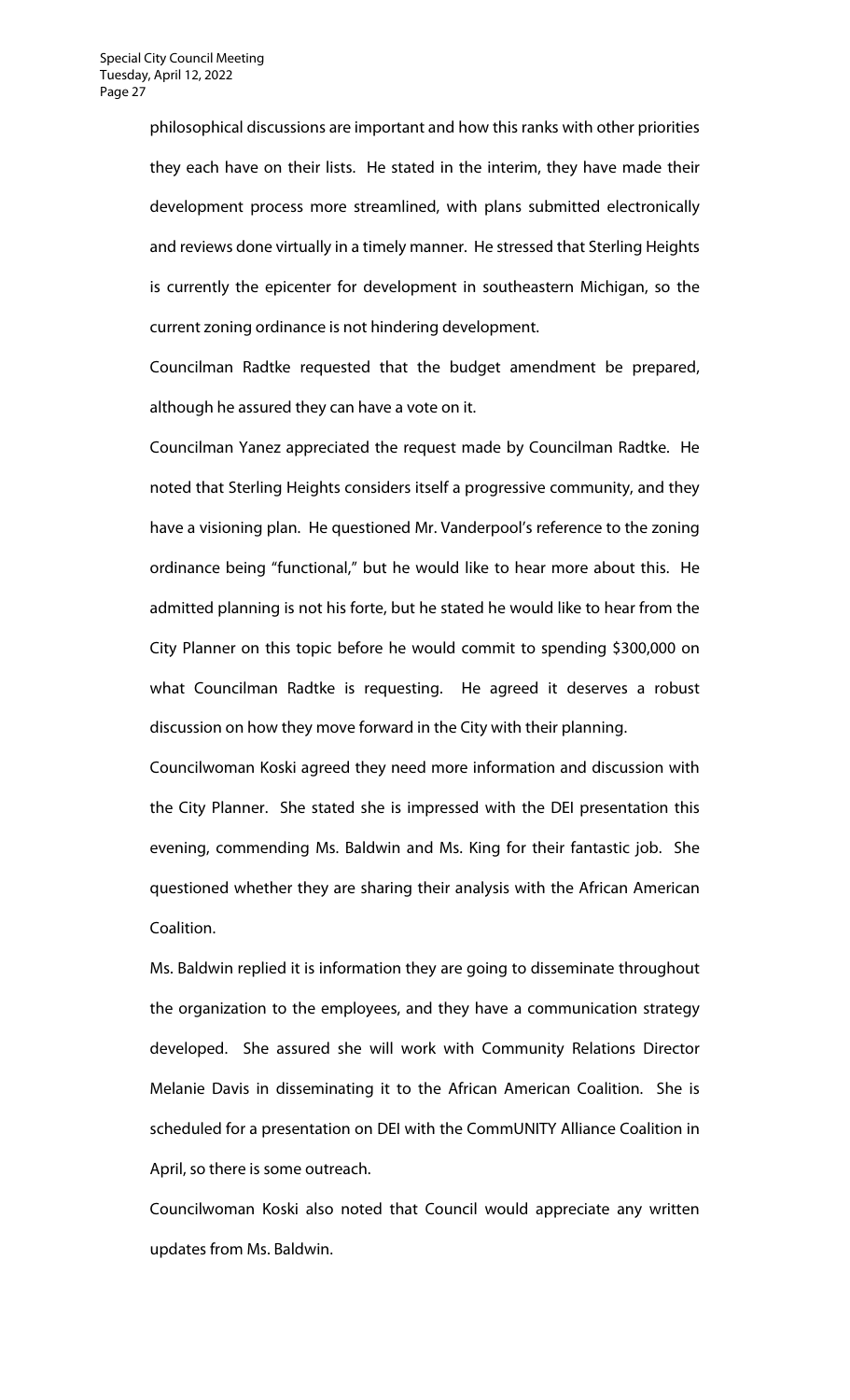philosophical discussions are important and how this ranks with other priorities they each have on their lists. He stated in the interim, they have made their development process more streamlined, with plans submitted electronically and reviews done virtually in a timely manner. He stressed that Sterling Heights is currently the epicenter for development in southeastern Michigan, so the current zoning ordinance is not hindering development.

Councilman Radtke requested that the budget amendment be prepared, although he assured they can have a vote on it.

Councilman Yanez appreciated the request made by Councilman Radtke. He noted that Sterling Heights considers itself a progressive community, and they have a visioning plan. He questioned Mr. Vanderpool's reference to the zoning ordinance being "functional," but he would like to hear more about this. He admitted planning is not his forte, but he stated he would like to hear from the City Planner on this topic before he would commit to spending $300,000 on what Councilman Radtke is requesting. He agreed it deserves a robust discussion on how they move forward in the City with their planning.

Councilwoman Koski agreed they need more information and discussion with the City Planner. She stated she is impressed with the DEI presentation this evening, commending Ms. Baldwin and Ms. King for their fantastic job. She questioned whether they are sharing their analysis with the African American Coalition.

Ms. Baldwin replied it is information they are going to disseminate throughout the organization to the employees, and they have a communication strategy developed. She assured she will work with Community Relations Director Melanie Davis in disseminating it to the African American Coalition. She is scheduled for a presentation on DEI with the CommUNITY Alliance Coalition in April, so there is some outreach.

Councilwoman Koski also noted that Council would appreciate any written updates from Ms. Baldwin.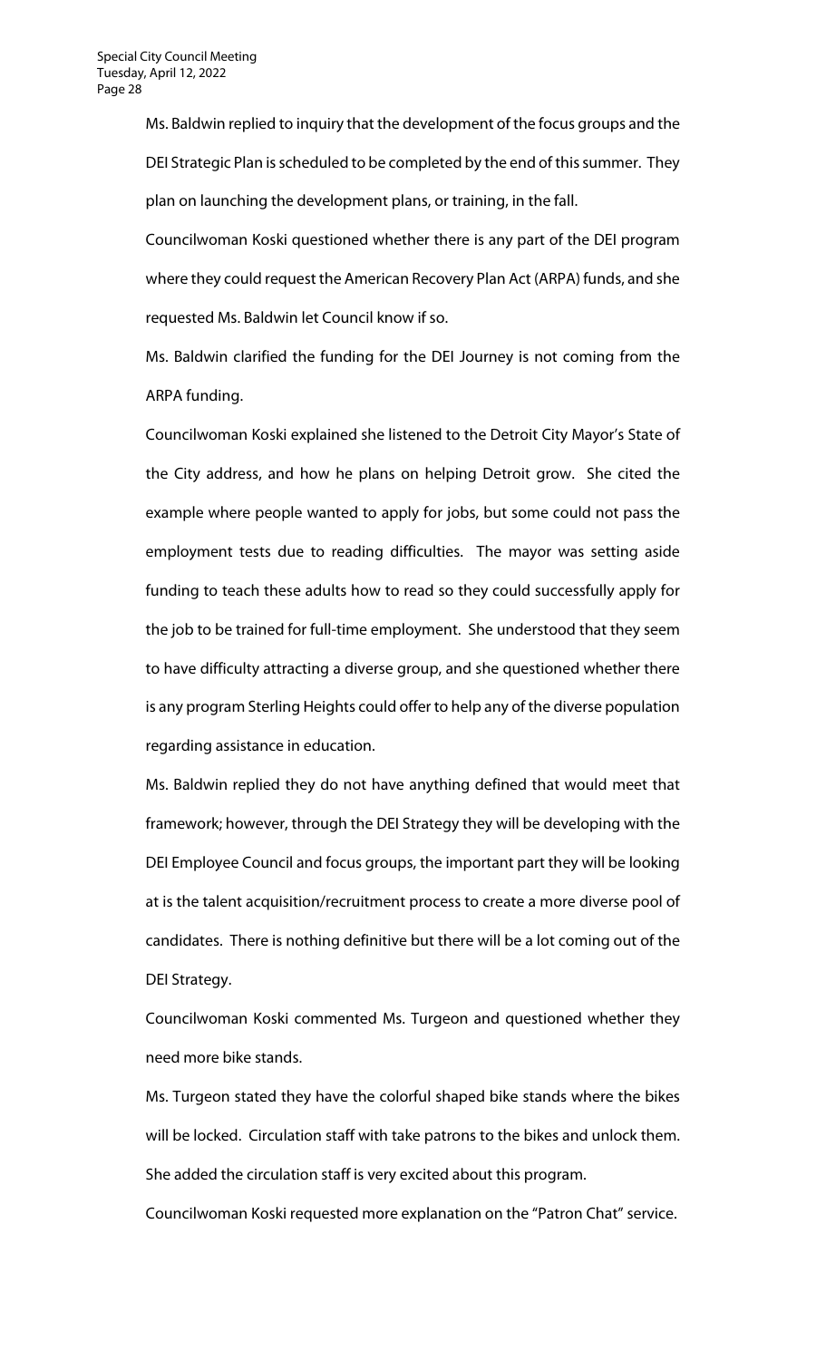Ms. Baldwin replied to inquiry that the development of the focus groups and the DEI Strategic Plan is scheduled to be completed by the end of this summer. They plan on launching the development plans, or training, in the fall.

Councilwoman Koski questioned whether there is any part of the DEI program where they could request the American Recovery Plan Act (ARPA) funds, and she requested Ms. Baldwin let Council know if so.

Ms. Baldwin clarified the funding for the DEI Journey is not coming from the ARPA funding.

Councilwoman Koski explained she listened to the Detroit City Mayor's State of the City address, and how he plans on helping Detroit grow. She cited the example where people wanted to apply for jobs, but some could not pass the employment tests due to reading difficulties. The mayor was setting aside funding to teach these adults how to read so they could successfully apply for the job to be trained for full-time employment. She understood that they seem to have difficulty attracting a diverse group, and she questioned whether there is any program Sterling Heights could offer to help any of the diverse population regarding assistance in education.

Ms. Baldwin replied they do not have anything defined that would meet that framework; however, through the DEI Strategy they will be developing with the DEI Employee Council and focus groups, the important part they will be looking at is the talent acquisition/recruitment process to create a more diverse pool of candidates. There is nothing definitive but there will be a lot coming out of the DEI Strategy.

Councilwoman Koski commented Ms. Turgeon and questioned whether they need more bike stands.

Ms. Turgeon stated they have the colorful shaped bike stands where the bikes will be locked. Circulation staff with take patrons to the bikes and unlock them. She added the circulation staff is very excited about this program.

Councilwoman Koski requested more explanation on the "Patron Chat" service.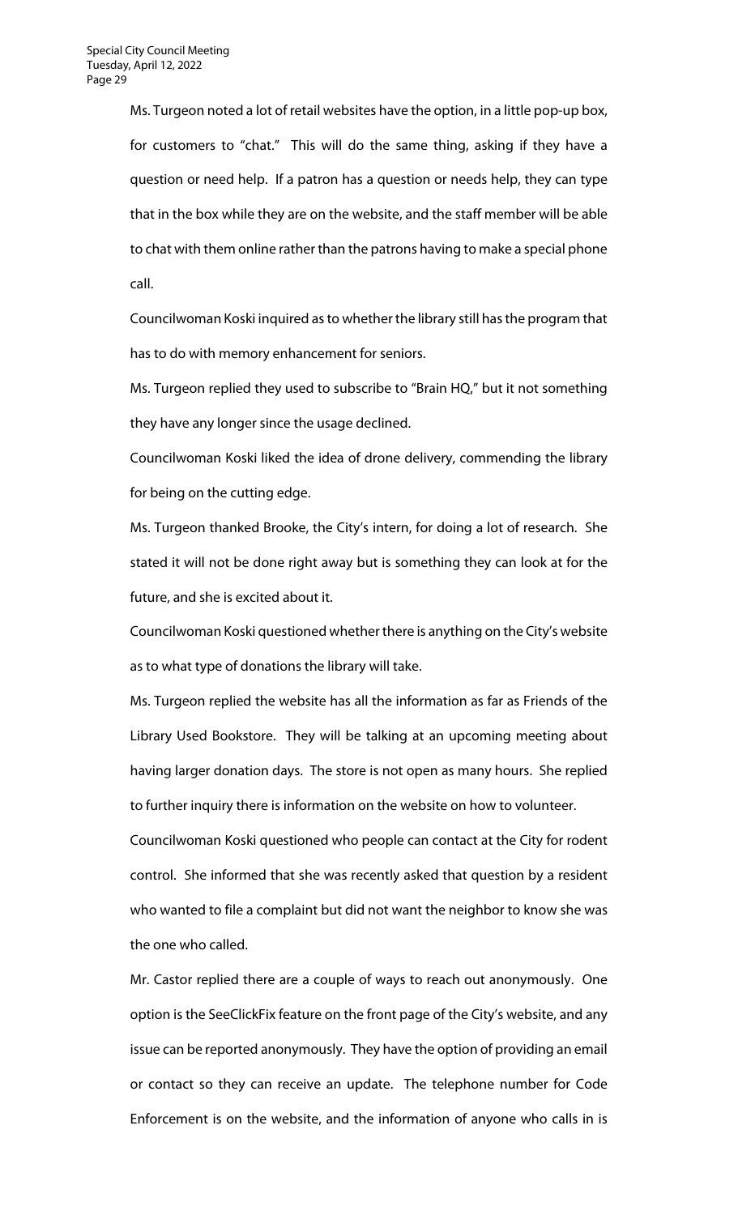Ms. Turgeon noted a lot of retail websites have the option, in a little pop-up box, for customers to "chat." This will do the same thing, asking if they have a question or need help. If a patron has a question or needs help, they can type that in the box while they are on the website, and the staff member will be able to chat with them online rather than the patrons having to make a special phone call.

Councilwoman Koski inquired as to whether the library still has the program that has to do with memory enhancement for seniors.

Ms. Turgeon replied they used to subscribe to "Brain HQ," but it not something they have any longer since the usage declined.

Councilwoman Koski liked the idea of drone delivery, commending the library for being on the cutting edge.

Ms. Turgeon thanked Brooke, the City's intern, for doing a lot of research. She stated it will not be done right away but is something they can look at for the future, and she is excited about it.

Councilwoman Koski questioned whether there is anything on the City's website as to what type of donations the library will take.

Ms. Turgeon replied the website has all the information as far as Friends of the Library Used Bookstore. They will be talking at an upcoming meeting about having larger donation days. The store is not open as many hours. She replied to further inquiry there is information on the website on how to volunteer.

Councilwoman Koski questioned who people can contact at the City for rodent control. She informed that she was recently asked that question by a resident who wanted to file a complaint but did not want the neighbor to know she was the one who called.

Mr. Castor replied there are a couple of ways to reach out anonymously. One option is the SeeClickFix feature on the front page of the City's website, and any issue can be reported anonymously. They have the option of providing an email or contact so they can receive an update. The telephone number for Code Enforcement is on the website, and the information of anyone who calls in is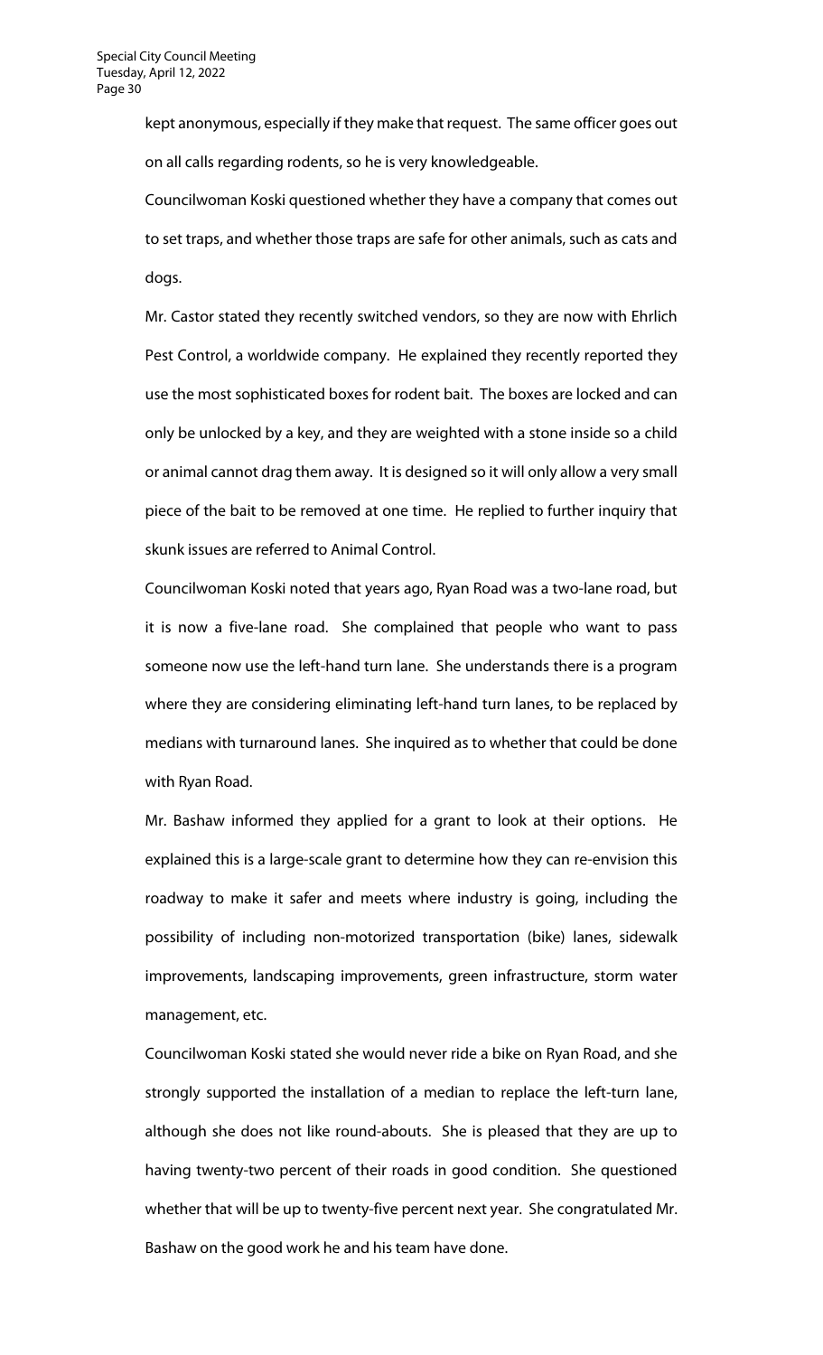kept anonymous, especially if they make that request. The same officer goes out on all calls regarding rodents, so he is very knowledgeable.

Councilwoman Koski questioned whether they have a company that comes out to set traps, and whether those traps are safe for other animals, such as cats and dogs.

Mr. Castor stated they recently switched vendors, so they are now with Ehrlich Pest Control, a worldwide company. He explained they recently reported they use the most sophisticated boxes for rodent bait. The boxes are locked and can only be unlocked by a key, and they are weighted with a stone inside so a child or animal cannot drag them away. It is designed so it will only allow a very small piece of the bait to be removed at one time. He replied to further inquiry that skunk issues are referred to Animal Control.

Councilwoman Koski noted that years ago, Ryan Road was a two-lane road, but it is now a five-lane road. She complained that people who want to pass someone now use the left-hand turn lane. She understands there is a program where they are considering eliminating left-hand turn lanes, to be replaced by medians with turnaround lanes. She inquired as to whether that could be done with Ryan Road.

Mr. Bashaw informed they applied for a grant to look at their options. He explained this is a large-scale grant to determine how they can re-envision this roadway to make it safer and meets where industry is going, including the possibility of including non-motorized transportation (bike) lanes, sidewalk improvements, landscaping improvements, green infrastructure, storm water management, etc.

Councilwoman Koski stated she would never ride a bike on Ryan Road, and she strongly supported the installation of a median to replace the left-turn lane, although she does not like round-abouts. She is pleased that they are up to having twenty-two percent of their roads in good condition. She questioned whether that will be up to twenty-five percent next year. She congratulated Mr. Bashaw on the good work he and his team have done.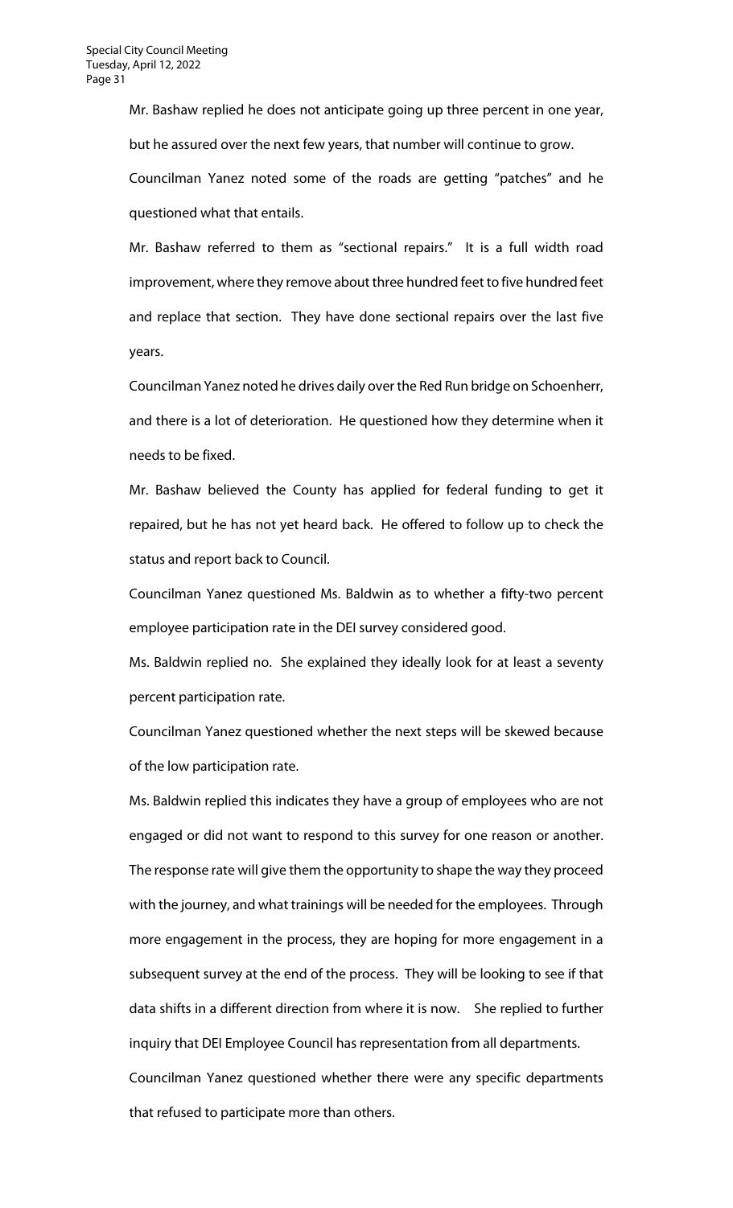Mr. Bashaw replied he does not anticipate going up three percent in one year, but he assured over the next few years, that number will continue to grow.

Councilman Yanez noted some of the roads are getting "patches" and he questioned what that entails.

Mr. Bashaw referred to them as "sectional repairs." It is a full width road improvement, where they remove about three hundred feet to five hundred feet and replace that section. They have done sectional repairs over the last five years.

Councilman Yanez noted he drives daily over the Red Run bridge on Schoenherr, and there is a lot of deterioration. He questioned how they determine when it needs to be fixed.

Mr. Bashaw believed the County has applied for federal funding to get it repaired, but he has not yet heard back. He offered to follow up to check the status and report back to Council.

Councilman Yanez questioned Ms. Baldwin as to whether a fifty-two percent employee participation rate in the DEI survey considered good.

Ms. Baldwin replied no. She explained they ideally look for at least a seventy percent participation rate.

Councilman Yanez questioned whether the next steps will be skewed because of the low participation rate.

Ms. Baldwin replied this indicates they have a group of employees who are not engaged or did not want to respond to this survey for one reason or another. The response rate will give them the opportunity to shape the way they proceed with the journey, and what trainings will be needed for the employees. Through more engagement in the process, they are hoping for more engagement in a subsequent survey at the end of the process. They will be looking to see if that data shifts in a different direction from where it is now. She replied to further inquiry that DEI Employee Council has representation from all departments.

Councilman Yanez questioned whether there were any specific departments that refused to participate more than others.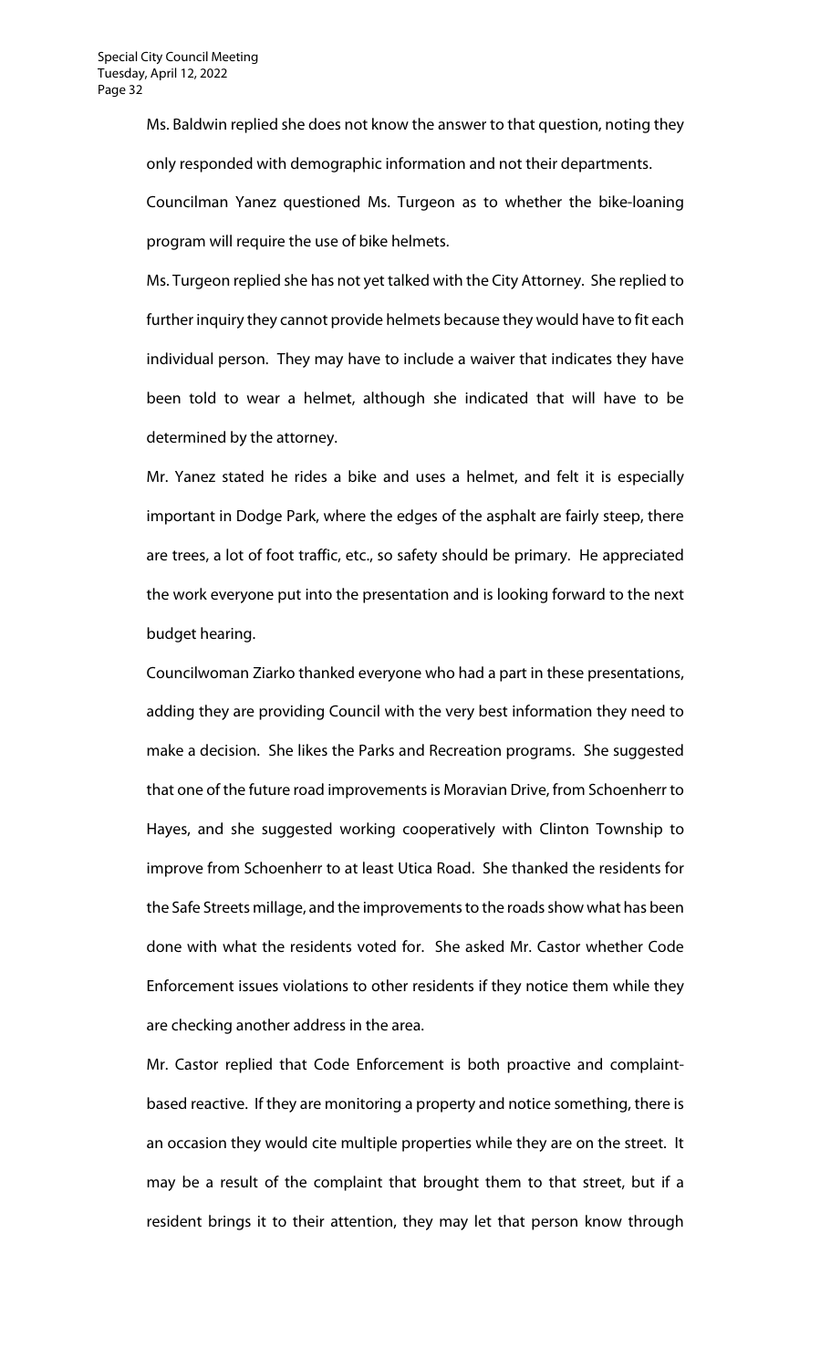Ms. Baldwin replied she does not know the answer to that question, noting they only responded with demographic information and not their departments.

Councilman Yanez questioned Ms. Turgeon as to whether the bike-loaning program will require the use of bike helmets.

Ms. Turgeon replied she has not yet talked with the City Attorney. She replied to further inquiry they cannot provide helmets because they would have to fit each individual person. They may have to include a waiver that indicates they have been told to wear a helmet, although she indicated that will have to be determined by the attorney.

Mr. Yanez stated he rides a bike and uses a helmet, and felt it is especially important in Dodge Park, where the edges of the asphalt are fairly steep, there are trees, a lot of foot traffic, etc., so safety should be primary. He appreciated the work everyone put into the presentation and is looking forward to the next budget hearing.

Councilwoman Ziarko thanked everyone who had a part in these presentations, adding they are providing Council with the very best information they need to make a decision. She likes the Parks and Recreation programs. She suggested that one of the future road improvements is Moravian Drive, from Schoenherr to Hayes, and she suggested working cooperatively with Clinton Township to improve from Schoenherr to at least Utica Road. She thanked the residents for the Safe Streets millage, and the improvements to the roads show what has been done with what the residents voted for. She asked Mr. Castor whether Code Enforcement issues violations to other residents if they notice them while they are checking another address in the area.

Mr. Castor replied that Code Enforcement is both proactive and complaint-based reactive. If they are monitoring a property and notice something, there is an occasion they would cite multiple properties while they are on the street. It may be a result of the complaint that brought them to that street, but if a resident brings it to their attention, they may let that person know through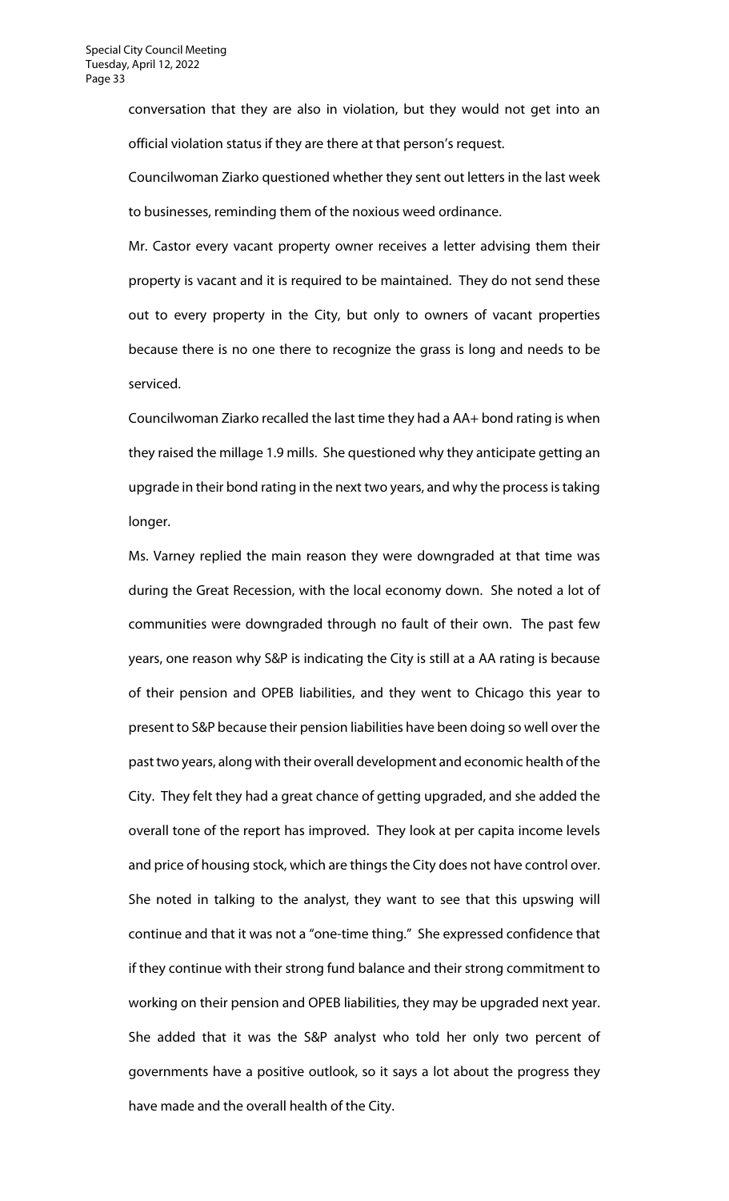conversation that they are also in violation, but they would not get into an official violation status if they are there at that person's request.

Councilwoman Ziarko questioned whether they sent out letters in the last week to businesses, reminding them of the noxious weed ordinance.

Mr. Castor every vacant property owner receives a letter advising them their property is vacant and it is required to be maintained. They do not send these out to every property in the City, but only to owners of vacant properties because there is no one there to recognize the grass is long and needs to be serviced.

Councilwoman Ziarko recalled the last time they had a AA+ bond rating is when they raised the millage 1.9 mills. She questioned why they anticipate getting an upgrade in their bond rating in the next two years, and why the process is taking longer.

Ms. Varney replied the main reason they were downgraded at that time was during the Great Recession, with the local economy down. She noted a lot of communities were downgraded through no fault of their own. The past few years, one reason why S&P is indicating the City is still at a AA rating is because of their pension and OPEB liabilities, and they went to Chicago this year to present to S&P because their pension liabilities have been doing so well over the past two years, along with their overall development and economic health of the City. They felt they had a great chance of getting upgraded, and she added the overall tone of the report has improved. They look at per capita income levels and price of housing stock, which are things the City does not have control over. She noted in talking to the analyst, they want to see that this upswing will continue and that it was not a "one-time thing." She expressed confidence that if they continue with their strong fund balance and their strong commitment to working on their pension and OPEB liabilities, they may be upgraded next year. She added that it was the S&P analyst who told her only two percent of governments have a positive outlook, so it says a lot about the progress they have made and the overall health of the City.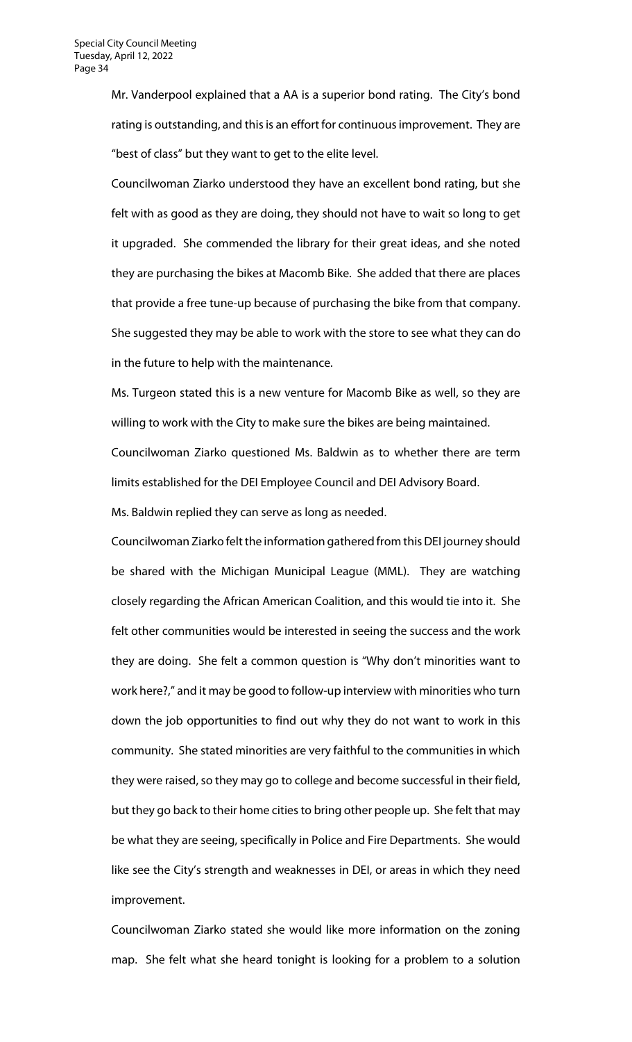Mr. Vanderpool explained that a AA is a superior bond rating. The City's bond rating is outstanding, and this is an effort for continuous improvement. They are "best of class" but they want to get to the elite level.

Councilwoman Ziarko understood they have an excellent bond rating, but she felt with as good as they are doing, they should not have to wait so long to get it upgraded. She commended the library for their great ideas, and she noted they are purchasing the bikes at Macomb Bike. She added that there are places that provide a free tune-up because of purchasing the bike from that company. She suggested they may be able to work with the store to see what they can do in the future to help with the maintenance.

Ms. Turgeon stated this is a new venture for Macomb Bike as well, so they are willing to work with the City to make sure the bikes are being maintained.

Councilwoman Ziarko questioned Ms. Baldwin as to whether there are term limits established for the DEI Employee Council and DEI Advisory Board.

Ms. Baldwin replied they can serve as long as needed.

Councilwoman Ziarko felt the information gathered from this DEI journey should be shared with the Michigan Municipal League (MML). They are watching closely regarding the African American Coalition, and this would tie into it. She felt other communities would be interested in seeing the success and the work they are doing. She felt a common question is "Why don't minorities want to work here?," and it may be good to follow-up interview with minorities who turn down the job opportunities to find out why they do not want to work in this community. She stated minorities are very faithful to the communities in which they were raised, so they may go to college and become successful in their field, but they go back to their home cities to bring other people up. She felt that may be what they are seeing, specifically in Police and Fire Departments. She would like see the City's strength and weaknesses in DEI, or areas in which they need improvement.

Councilwoman Ziarko stated she would like more information on the zoning map. She felt what she heard tonight is looking for a problem to a solution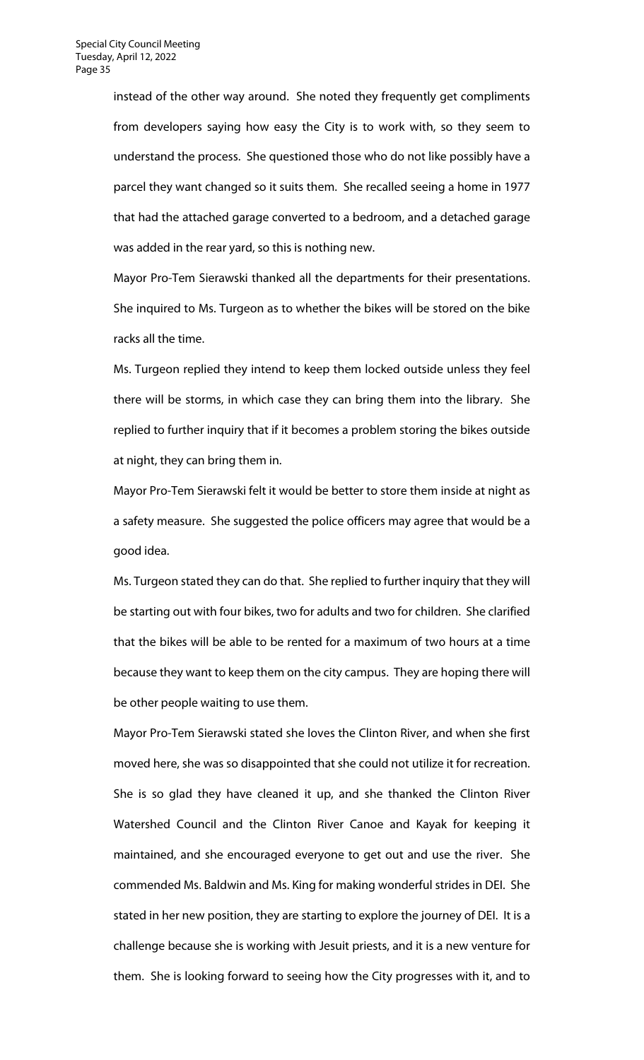instead of the other way around. She noted they frequently get compliments from developers saying how easy the City is to work with, so they seem to understand the process. She questioned those who do not like possibly have a parcel they want changed so it suits them. She recalled seeing a home in 1977 that had the attached garage converted to a bedroom, and a detached garage was added in the rear yard, so this is nothing new.

Mayor Pro-Tem Sierawski thanked all the departments for their presentations. She inquired to Ms. Turgeon as to whether the bikes will be stored on the bike racks all the time.

Ms. Turgeon replied they intend to keep them locked outside unless they feel there will be storms, in which case they can bring them into the library. She replied to further inquiry that if it becomes a problem storing the bikes outside at night, they can bring them in.

Mayor Pro-Tem Sierawski felt it would be better to store them inside at night as a safety measure. She suggested the police officers may agree that would be a good idea.

Ms. Turgeon stated they can do that. She replied to further inquiry that they will be starting out with four bikes, two for adults and two for children. She clarified that the bikes will be able to be rented for a maximum of two hours at a time because they want to keep them on the city campus. They are hoping there will be other people waiting to use them.

Mayor Pro-Tem Sierawski stated she loves the Clinton River, and when she first moved here, she was so disappointed that she could not utilize it for recreation. She is so glad they have cleaned it up, and she thanked the Clinton River Watershed Council and the Clinton River Canoe and Kayak for keeping it maintained, and she encouraged everyone to get out and use the river. She commended Ms. Baldwin and Ms. King for making wonderful strides in DEI. She stated in her new position, they are starting to explore the journey of DEI. It is a challenge because she is working with Jesuit priests, and it is a new venture for them. She is looking forward to seeing how the City progresses with it, and to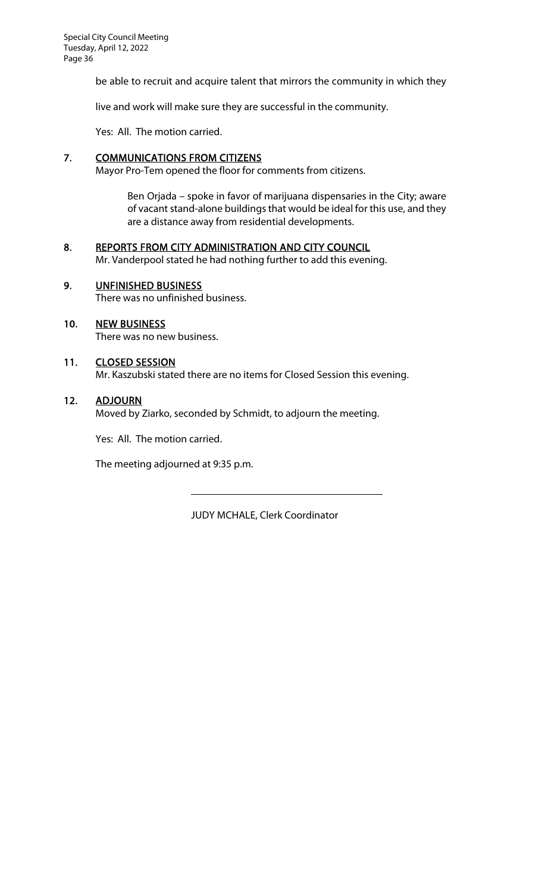be able to recruit and acquire talent that mirrors the community in which they

live and work will make sure they are successful in the community.

Yes: All. The motion carried.

## 7. COMMUNICATIONS FROM CITIZENS

Mayor Pro-Tem opened the floor for comments from citizens.

> Ben Orjada – spoke in favor of marijuana dispensaries in the City; aware of vacant stand-alone buildings that would be ideal for this use, and they are a distance away from residential developments.

## 8. REPORTS FROM CITY ADMINISTRATION AND CITY COUNCIL

Mr. Vanderpool stated he had nothing further to add this evening.

## 9. UNFINISHED BUSINESS

There was no unfinished business.

## 10. NEW BUSINESS

There was no new business.

## 11. CLOSED SESSION

Mr. Kaszubski stated there are no items for Closed Session this evening.

## 12. ADJOURN

Moved by Ziarko, seconded by Schmidt, to adjourn the meeting.

Yes: All. The motion carried.

The meeting adjourned at 9:35 p.m.

\_\_\_\_\_\_\_\_\_\_\_\_\_\_\_\_\_\_\_\_\_\_\_\_\_\_\_\_\_\_\_\_\_\_\_\_

JUDY MCHALE, Clerk Coordinator